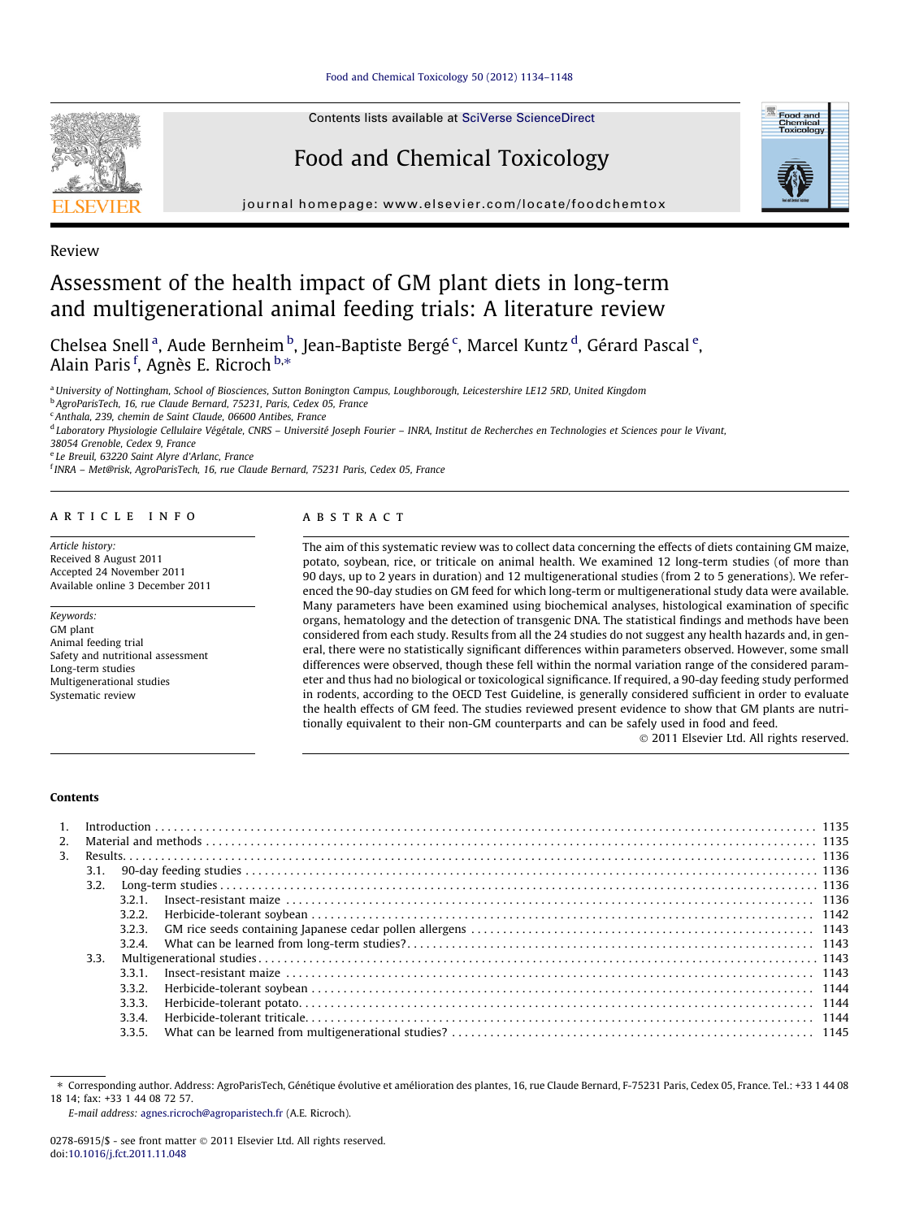Review

# Assessment of the health impact of GM plant diets in long-term and multigenerational animal feeding trials: A literature review

Chelsea Snell [a], Aude Bernheim [b], Jean-Baptiste Bergé [c], Marcel Kuntz [d], Gérard Pascal [e], Alain Paris [f], Agnès E. Ricroch [b,*]

[a] University of Nottingham, School of Biosciences, Sutton Bonington Campus, Loughborough, Leicestershire LE12 5RD, United Kingdom
[b] AgroParisTech, 16, rue Claude Bernard, 75231, Paris, Cedex 05, France
[c] Anthala, 239, chemin de Saint Claude, 06600 Antibes, France
[d] Laboratory Physiologie Cellulaire Végétale, CNRS – Université Joseph Fourier – INRA, Institut de Recherches en Technologies et Sciences pour le Vivant, 38054 Grenoble, Cedex 9, France
[e] Le Breuil, 63220 Saint Alyre d'Arlanc, France
[f] INRA – Met@risk, AgroParisTech, 16, rue Claude Bernard, 75231 Paris, Cedex 05, France

## ARTICLE INFO

*Article history:*
Received 8 August 2011
Accepted 24 November 2011
Available online 3 December 2011

*Keywords:*
GM plant
Animal feeding trial
Safety and nutritional assessment
Long-term studies
Multigenerational studies
Systematic review

## ABSTRACT

The aim of this systematic review was to collect data concerning the effects of diets containing GM maize, potato, soybean, rice, or triticale on animal health. We examined 12 long-term studies (of more than 90 days, up to 2 years in duration) and 12 multigenerational studies (from 2 to 5 generations). We referenced the 90-day studies on GM feed for which long-term or multigenerational study data were available. Many parameters have been examined using biochemical analyses, histological examination of specific organs, hematology and the detection of transgenic DNA. The statistical findings and methods have been considered from each study. Results from all the 24 studies do not suggest any health hazards and, in general, there were no statistically significant differences within parameters observed. However, some small differences were observed, though these fell within the normal variation range of the considered parameter and thus had no biological or toxicological significance. If required, a 90-day feeding study performed in rodents, according to the OECD Test Guideline, is generally considered sufficient in order to evaluate the health effects of GM feed. The studies reviewed present evidence to show that GM plants are nutritionally equivalent to their non-GM counterparts and can be safely used in food and feed.

© 2011 Elsevier Ltd. All rights reserved.

## Contents

1. Introduction . . . 1135
2. Material and methods . . . 1135
3. Results. . . . 1136
   - 3.1. 90-day feeding studies . . . 1136
   - 3.2. Long-term studies . . . 1136
     - 3.2.1. Insect-resistant maize . . . 1136
     - 3.2.2. Herbicide-tolerant soybean . . . 1142
     - 3.2.3. GM rice seeds containing Japanese cedar pollen allergens . . . 1143
     - 3.2.4. What can be learned from long-term studies? . . . 1143
   - 3.3. Multigenerational studies . . . 1143
     - 3.3.1. Insect-resistant maize . . . 1143
     - 3.3.2. Herbicide-tolerant soybean . . . 1144
     - 3.3.3. Herbicide-tolerant potato. . . . 1144
     - 3.3.4. Herbicide-tolerant triticale. . . . 1144
     - 3.3.5. What can be learned from multigenerational studies? . . . 1145

* Corresponding author. Address: AgroParisTech, Génétique évolutive et amélioration des plantes, 16, rue Claude Bernard, F-75231 Paris, Cedex 05, France. Tel.: +33 1 44 08 18 14; fax: +33 1 44 08 72 57.
E-mail address: agnes.ricroch@agroparistech.fr (A.E. Ricroch).

0278-6915/$ - see front matter © 2011 Elsevier Ltd. All rights reserved.
doi:10.1016/j.fct.2011.11.048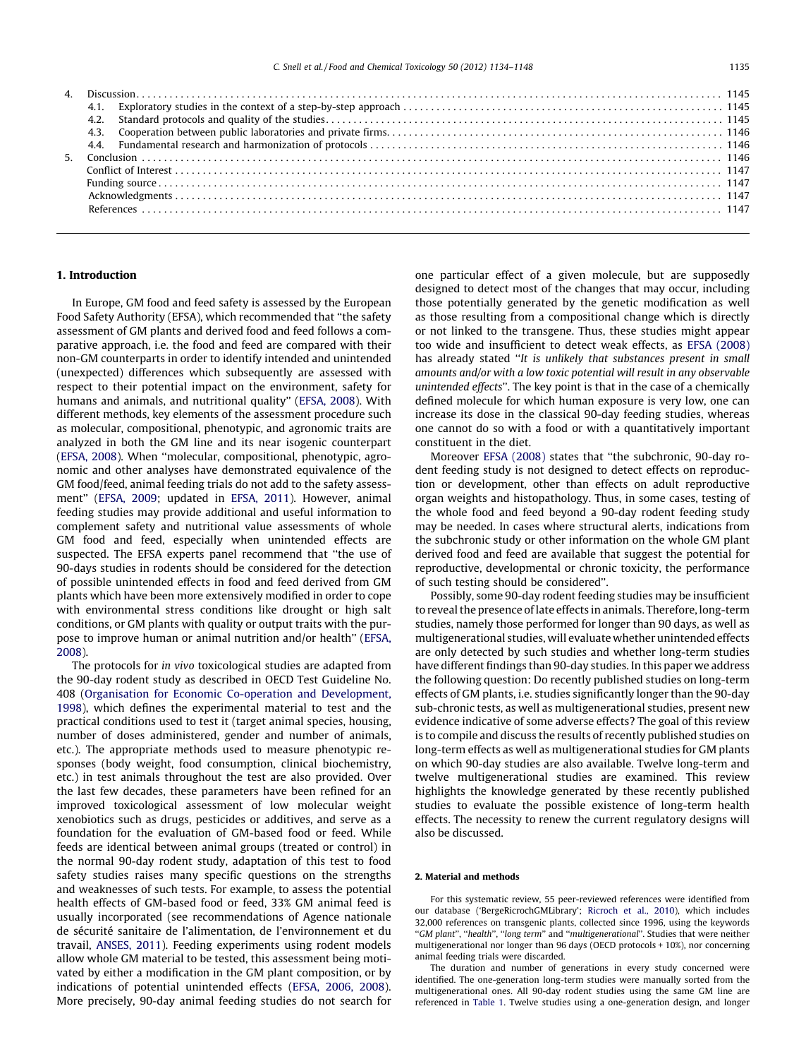4. Discussion . . . . . . . . . . . . . . . . . . . . . . . . . . . . . . . . . . . . . . . . . . . . . . . . . . . . . . . . . . . . . . . . . . . . . . . . . . . . . . . . . . . . . . . 1145
   4.1. Exploratory studies in the context of a step-by-step approach . . . . . . . . . . . . . . . . . . . . . . . . . . . . . . . . . . . . . . . . . . . . . . . . . 1145
   4.2. Standard protocols and quality of the studies . . . . . . . . . . . . . . . . . . . . . . . . . . . . . . . . . . . . . . . . . . . . . . . . . . . . . . . . . . 1145
   4.3. Cooperation between public laboratories and private firms . . . . . . . . . . . . . . . . . . . . . . . . . . . . . . . . . . . . . . . . . . . . . . . . . . . 1146
   4.4. Fundamental research and harmonization of protocols . . . . . . . . . . . . . . . . . . . . . . . . . . . . . . . . . . . . . . . . . . . . . . . . . . . . . . 1146
5. Conclusion . . . . . . . . . . . . . . . . . . . . . . . . . . . . . . . . . . . . . . . . . . . . . . . . . . . . . . . . . . . . . . . . . . . . . . . . . . . . . . . . . . . . . . . . 1146
   Conflict of Interest . . . . . . . . . . . . . . . . . . . . . . . . . . . . . . . . . . . . . . . . . . . . . . . . . . . . . . . . . . . . . . . . . . . . . . . . . . . . . . . . . 1147
   Funding source . . . . . . . . . . . . . . . . . . . . . . . . . . . . . . . . . . . . . . . . . . . . . . . . . . . . . . . . . . . . . . . . . . . . . . . . . . . . . . . . . . . . . 1147
   Acknowledgments . . . . . . . . . . . . . . . . . . . . . . . . . . . . . . . . . . . . . . . . . . . . . . . . . . . . . . . . . . . . . . . . . . . . . . . . . . . . . . . . . . 1147
   References . . . . . . . . . . . . . . . . . . . . . . . . . . . . . . . . . . . . . . . . . . . . . . . . . . . . . . . . . . . . . . . . . . . . . . . . . . . . . . . . . . . . . . . 1147

## 1. Introduction

In Europe, GM food and feed safety is assessed by the European Food Safety Authority (EFSA), which recommended that "the safety assessment of GM plants and derived food and feed follows a comparative approach, i.e. the food and feed are compared with their non-GM counterparts in order to identify intended and unintended (unexpected) differences which subsequently are assessed with respect to their potential impact on the environment, safety for humans and animals, and nutritional quality" (EFSA, 2008). With different methods, key elements of the assessment procedure such as molecular, compositional, phenotypic, and agronomic traits are analyzed in both the GM line and its near isogenic counterpart (EFSA, 2008). When "molecular, compositional, phenotypic, agronomic and other analyses have demonstrated equivalence of the GM food/feed, animal feeding trials do not add to the safety assessment" (EFSA, 2009; updated in EFSA, 2011). However, animal feeding studies may provide additional and useful information to complement safety and nutritional value assessments of whole GM food and feed, especially when unintended effects are suspected. The EFSA experts panel recommend that "the use of 90-days studies in rodents should be considered for the detection of possible unintended effects in food and feed derived from GM plants which have been more extensively modified in order to cope with environmental stress conditions like drought or high salt conditions, or GM plants with quality or output traits with the purpose to improve human or animal nutrition and/or health" (EFSA, 2008).

The protocols for *in vivo* toxicological studies are adapted from the 90-day rodent study as described in OECD Test Guideline No. 408 (Organisation for Economic Co-operation and Development, 1998), which defines the experimental material to test and the practical conditions used to test it (target animal species, housing, number of doses administered, gender and number of animals, etc.). The appropriate methods used to measure phenotypic responses (body weight, food consumption, clinical biochemistry, etc.) in test animals throughout the test are also provided. Over the last few decades, these parameters have been refined for an improved toxicological assessment of low molecular weight xenobiotics such as drugs, pesticides or additives, and serve as a foundation for the evaluation of GM-based food or feed. While feeds are identical between animal groups (treated or control) in the normal 90-day rodent study, adaptation of this test to food safety studies raises many specific questions on the strengths and weaknesses of such tests. For example, to assess the potential health effects of GM-based food or feed, 33% GM animal feed is usually incorporated (see recommendations of Agence nationale de sécurité sanitaire de l'alimentation, de l'environnement et du travail, ANSES, 2011). Feeding experiments using rodent models allow whole GM material to be tested, this assessment being motivated by either a modification in the GM plant composition, or by indications of potential unintended effects (EFSA, 2006, 2008). More precisely, 90-day animal feeding studies do not search for one particular effect of a given molecule, but are supposedly designed to detect most of the changes that may occur, including those potentially generated by the genetic modification as well as those resulting from a compositional change which is directly or not linked to the transgene. Thus, these studies might appear too wide and insufficient to detect weak effects, as EFSA (2008) has already stated "*It is unlikely that substances present in small amounts and/or with a low toxic potential will result in any observable unintended effects*". The key point is that in the case of a chemically defined molecule for which human exposure is very low, one can increase its dose in the classical 90-day feeding studies, whereas one cannot do so with a food or with a quantitatively important constituent in the diet.

Moreover EFSA (2008) states that "the subchronic, 90-day rodent feeding study is not designed to detect effects on reproduction or development, other than effects on adult reproductive organ weights and histopathology. Thus, in some cases, testing of the whole food and feed beyond a 90-day rodent feeding study may be needed. In cases where structural alerts, indications from the subchronic study or other information on the whole GM plant derived food and feed are available that suggest the potential for reproductive, developmental or chronic toxicity, the performance of such testing should be considered".

Possibly, some 90-day rodent feeding studies may be insufficient to reveal the presence of late effects in animals. Therefore, long-term studies, namely those performed for longer than 90 days, as well as multigenerational studies, will evaluate whether unintended effects are only detected by such studies and whether long-term studies have different findings than 90-day studies. In this paper we address the following question: Do recently published studies on long-term effects of GM plants, i.e. studies significantly longer than the 90-day sub-chronic tests, as well as multigenerational studies, present new evidence indicative of some adverse effects? The goal of this review is to compile and discuss the results of recently published studies on long-term effects as well as multigenerational studies for GM plants on which 90-day studies are also available. Twelve long-term and twelve multigenerational studies are examined. This review highlights the knowledge generated by these recently published studies to evaluate the possible existence of long-term health effects. The necessity to renew the current regulatory designs will also be discussed.

## 2. Material and methods

For this systematic review, 55 peer-reviewed references were identified from our database ('BergeRicrochGMLibrary'; Ricroch et al., 2010), which includes 32,000 references on transgenic plants, collected since 1996, using the keywords "*GM plant*", "*health*", "*long term*" and "*multigenerational*". Studies that were neither multigenerational nor longer than 96 days (OECD protocols + 10%), nor concerning animal feeding trials were discarded.

The duration and number of generations in every study concerned were identified. The one-generation long-term studies were manually sorted from the multigenerational ones. All 90-day rodent studies using the same GM line are referenced in Table 1. Twelve studies using a one-generation design, and longer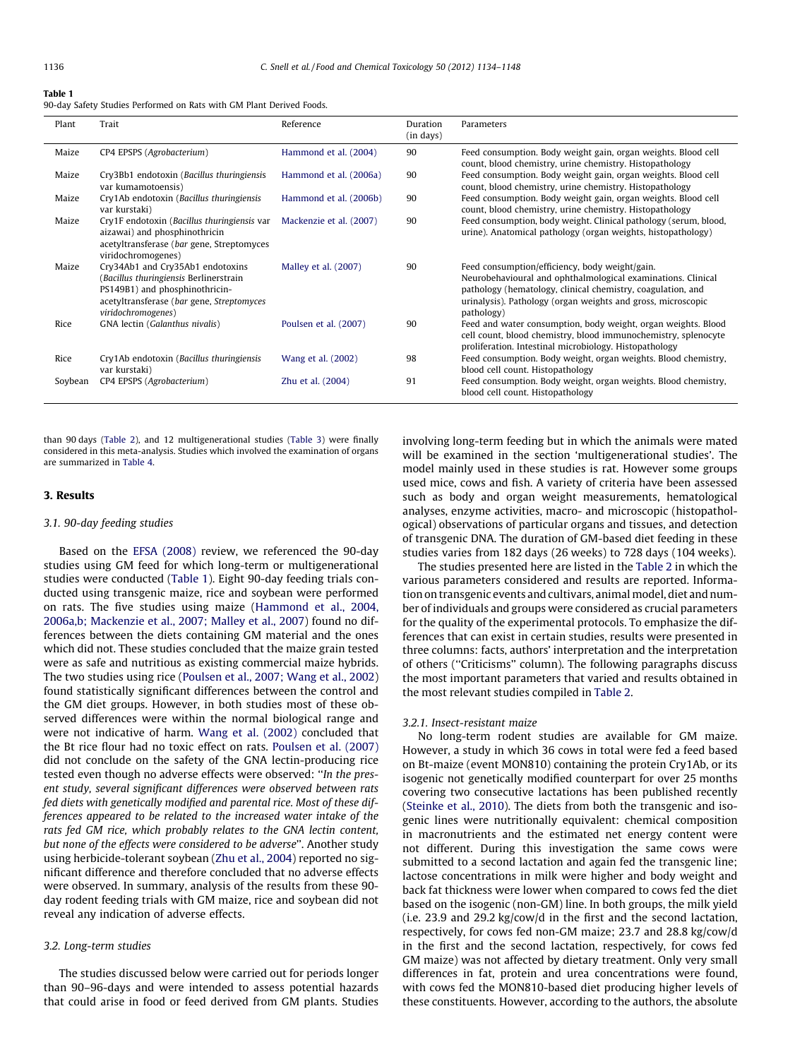**Table 1**
90-day Safety Studies Performed on Rats with GM Plant Derived Foods.

| Plant | Trait | Reference | Duration (in days) | Parameters |
|---|---|---|---|---|
| Maize | CP4 EPSPS (*Agrobacterium*) | Hammond et al. (2004) | 90 | Feed consumption. Body weight gain, organ weights. Blood cell count, blood chemistry, urine chemistry. Histopathology |
| Maize | Cry3Bb1 endotoxin (*Bacillus thuringiensis* var kumamotoensis) | Hammond et al. (2006a) | 90 | Feed consumption. Body weight gain, organ weights. Blood cell count, blood chemistry, urine chemistry. Histopathology |
| Maize | Cry1Ab endotoxin (*Bacillus thuringiensis* var kurstaki) | Hammond et al. (2006b) | 90 | Feed consumption. Body weight gain, organ weights. Blood cell count, blood chemistry, urine chemistry. Histopathology |
| Maize | Cry1F endotoxin (*Bacillus thuringiensis* var aizawai) and phosphinothricin acetyltransferase (*bar* gene, Streptomyces viridochromogenes) | Mackenzie et al. (2007) | 90 | Feed consumption, body weight. Clinical pathology (serum, blood, urine). Anatomical pathology (organ weights, histopathology) |
| Maize | Cry34Ab1 and Cry35Ab1 endotoxins (*Bacillus thuringiensis* Berlinerstrain PS149B1) and phosphinothricin-acetyltransferase (*bar* gene, *Streptomyces viridochromogenes*) | Malley et al. (2007) | 90 | Feed consumption/efficiency, body weight/gain. Neurobehavioural and ophthalmological examinations. Clinical pathology (hematology, clinical chemistry, coagulation, and urinalysis). Pathology (organ weights and gross, microscopic pathology) |
| Rice | GNA lectin (*Galanthus nivalis*) | Poulsen et al. (2007) | 90 | Feed and water consumption, body weight, organ weights. Blood cell count, blood chemistry, blood immunochemistry, splenocyte proliferation. Intestinal microbiology. Histopathology |
| Rice | Cry1Ab endotoxin (*Bacillus thuringiensis* var kurstaki) | Wang et al. (2002) | 98 | Feed consumption. Body weight, organ weights. Blood chemistry, blood cell count. Histopathology |
| Soybean | CP4 EPSPS (*Agrobacterium*) | Zhu et al. (2004) | 91 | Feed consumption. Body weight, organ weights. Blood chemistry, blood cell count. Histopathology |

than 90 days (Table 2), and 12 multigenerational studies (Table 3) were finally considered in this meta-analysis. Studies which involved the examination of organs are summarized in Table 4.

## 3. Results

### 3.1. 90-day feeding studies

Based on the EFSA (2008) review, we referenced the 90-day studies using GM feed for which long-term or multigenerational studies were conducted (Table 1). Eight 90-day feeding trials conducted using transgenic maize, rice and soybean were performed on rats. The five studies using maize (Hammond et al., 2004, 2006a,b; Mackenzie et al., 2007; Malley et al., 2007) found no differences between the diets containing GM material and the ones which did not. These studies concluded that the maize grain tested were as safe and nutritious as existing commercial maize hybrids. The two studies using rice (Poulsen et al., 2007; Wang et al., 2002) found statistically significant differences between the control and the GM diet groups. However, in both studies most of these observed differences were within the normal biological range and were not indicative of harm. Wang et al. (2002) concluded that the Bt rice flour had no toxic effect on rats. Poulsen et al. (2007) did not conclude on the safety of the GNA lectin-producing rice tested even though no adverse effects were observed: ''*In the present study, several significant differences were observed between rats fed diets with genetically modified and parental rice. Most of these differences appeared to be related to the increased water intake of the rats fed GM rice, which probably relates to the GNA lectin content, but none of the effects were considered to be adverse*''. Another study using herbicide-tolerant soybean (Zhu et al., 2004) reported no significant difference and therefore concluded that no adverse effects were observed. In summary, analysis of the results from these 90-day rodent feeding trials with GM maize, rice and soybean did not reveal any indication of adverse effects.

### 3.2. Long-term studies

The studies discussed below were carried out for periods longer than 90–96-days and were intended to assess potential hazards that could arise in food or feed derived from GM plants. Studies involving long-term feeding but in which the animals were mated will be examined in the section 'multigenerational studies'. The model mainly used in these studies is rat. However some groups used mice, cows and fish. A variety of criteria have been assessed such as body and organ weight measurements, hematological analyses, enzyme activities, macro- and microscopic (histopathological) observations of particular organs and tissues, and detection of transgenic DNA. The duration of GM-based diet feeding in these studies varies from 182 days (26 weeks) to 728 days (104 weeks).

The studies presented here are listed in the Table 2 in which the various parameters considered and results are reported. Information on transgenic events and cultivars, animal model, diet and number of individuals and groups were considered as crucial parameters for the quality of the experimental protocols. To emphasize the differences that can exist in certain studies, results were presented in three columns: facts, authors' interpretation and the interpretation of others (''Criticisms'' column). The following paragraphs discuss the most important parameters that varied and results obtained in the most relevant studies compiled in Table 2.

#### 3.2.1. Insect-resistant maize

No long-term rodent studies are available for GM maize. However, a study in which 36 cows in total were fed a feed based on Bt-maize (event MON810) containing the protein Cry1Ab, or its isogenic not genetically modified counterpart for over 25 months covering two consecutive lactations has been published recently (Steinke et al., 2010). The diets from both the transgenic and isogenic lines were nutritionally equivalent: chemical composition in macronutrients and the estimated net energy content were not different. During this investigation the same cows were submitted to a second lactation and again fed the transgenic line; lactose concentrations in milk were higher and body weight and back fat thickness were lower when compared to cows fed the diet based on the isogenic (non-GM) line. In both groups, the milk yield (i.e. 23.9 and 29.2 kg/cow/d in the first and the second lactation, respectively, for cows fed non-GM maize; 23.7 and 28.8 kg/cow/d in the first and the second lactation, respectively, for cows fed GM maize) was not affected by dietary treatment. Only very small differences in fat, protein and urea concentrations were found, with cows fed the MON810-based diet producing higher levels of these constituents. However, according to the authors, the absolute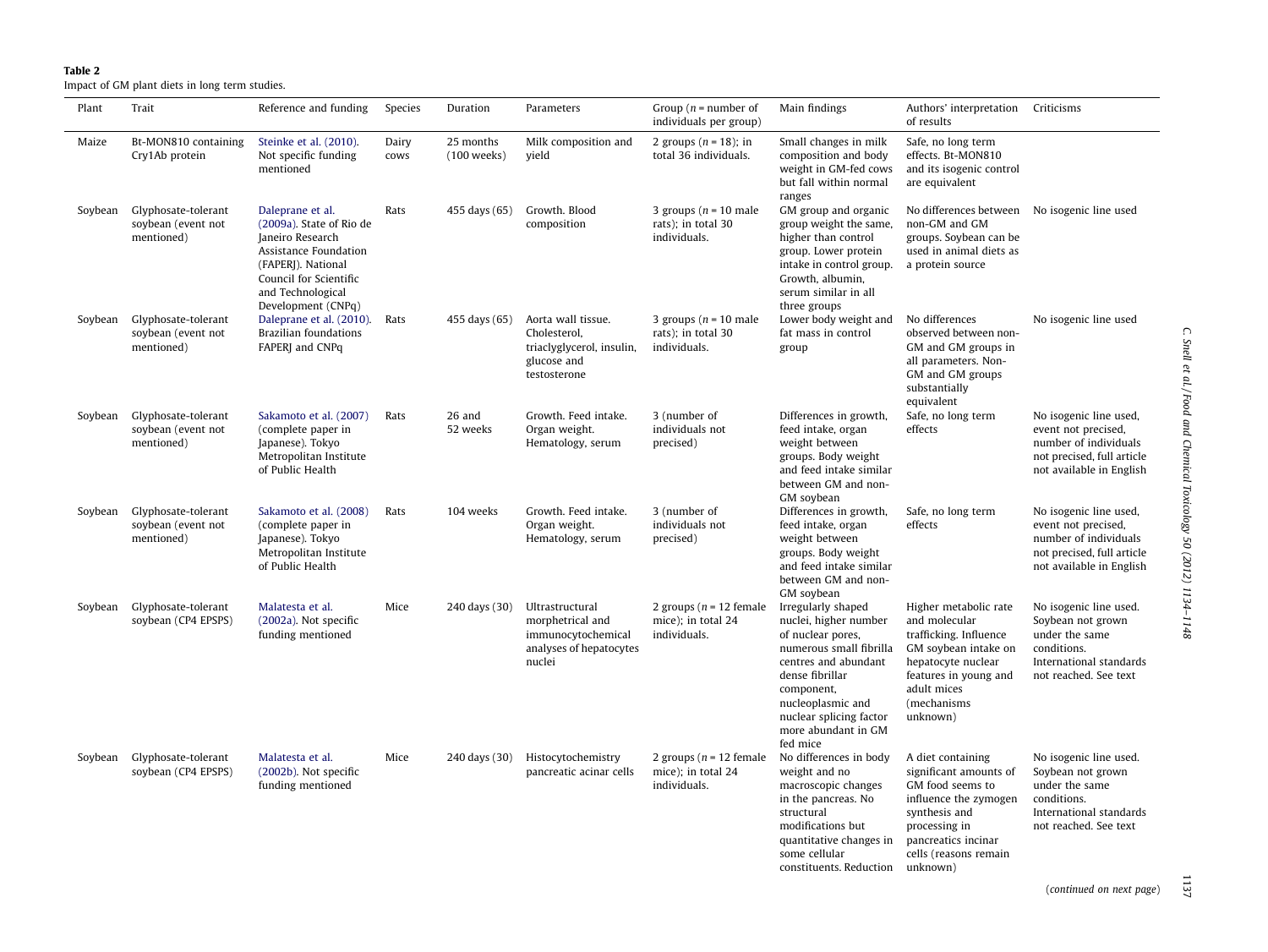**Table 2**
Impact of GM plant diets in long term studies.

| Plant | Trait | Reference and funding | Species | Duration | Parameters | Group ($n$ = number of individuals per group) | Main findings | Authors' interpretation of results | Criticisms |
|---|---|---|---|---|---|---|---|---|---|
| Maize | Bt-MON810 containing Cry1Ab protein | Steinke et al. (2010). Not specific funding mentioned | Dairy cows | 25 months (100 weeks) | Milk composition and yield | 2 groups ($n$ = 18); in total 36 individuals. | Small changes in milk composition and body weight in GM-fed cows but fall within normal ranges | Safe, no long term effects. Bt-MON810 and its isogenic control are equivalent | |
| Soybean | Glyphosate-tolerant soybean (event not mentioned) | Daleprane et al. (2009a). State of Rio de Janeiro Research Assistance Foundation (FAPERJ). National Council for Scientific and Technological Development (CNPq) | Rats | 455 days (65) | Growth. Blood composition | 3 groups ($n$ = 10 male rats); in total 30 individuals. | GM group and organic group weight the same, higher than control group. Lower protein intake in control group. Growth, albumin, serum similar in all three groups | No differences between non-GM and GM groups. Soybean can be used in animal diets as a protein source | No isogenic line used |
| Soybean | Glyphosate-tolerant soybean (event not mentioned) | Daleprane et al. (2010). Brazilian foundations FAPERJ and CNPq | Rats | 455 days (65) | Aorta wall tissue. Cholesterol, triaclyglycerol, insulin, glucose and testosterone | 3 groups ($n$ = 10 male rats); in total 30 individuals. | Lower body weight and fat mass in control group | No differences observed between non-GM and GM groups in all parameters. Non-GM and GM groups substantially equivalent | No isogenic line used |
| Soybean | Glyphosate-tolerant soybean (event not mentioned) | Sakamoto et al. (2007) (complete paper in Japanese). Tokyo Metropolitan Institute of Public Health | Rats | 26 and 52 weeks | Growth. Feed intake. Organ weight. Hematology, serum | 3 (number of individuals not precised) | Differences in growth, feed intake, organ weight between groups. Body weight and feed intake similar between GM and non-GM soybean | Safe, no long term effects | No isogenic line used, event not precised, number of individuals not precised, full article not available in English |
| Soybean | Glyphosate-tolerant soybean (event not mentioned) | Sakamoto et al. (2008) (complete paper in Japanese). Tokyo Metropolitan Institute of Public Health | Rats | 104 weeks | Growth. Feed intake. Organ weight. Hematology, serum | 3 (number of individuals not precised) | Differences in growth, feed intake, organ weight between groups. Body weight and feed intake similar between GM and non-GM soybean | Safe, no long term effects | No isogenic line used, event not precised, number of individuals not precised, full article not available in English |
| Soybean | Glyphosate-tolerant soybean (CP4 EPSPS) | Malatesta et al. (2002a). Not specific funding mentioned | Mice | 240 days (30) | Ultrastructural morphetrical and immunocytochemical analyses of hepatocytes nuclei | 2 groups ($n$ = 12 female mice); in total 24 individuals. | Irregularly shaped nuclei, higher number of nuclear pores, numerous small fibrilla centres and abundant dense fibrillar component, nucleoplasmic and nuclear splicing factor more abundant in GM fed mice | Higher metabolic rate and molecular trafficking. Influence GM soybean intake on hepatocyte nuclear features in young and adult mices (mechanisms unknown) | No isogenic line used. Soybean not grown under the same conditions. International standards not reached. See text |
| Soybean | Glyphosate-tolerant soybean (CP4 EPSPS) | Malatesta et al. (2002b). Not specific funding mentioned | Mice | 240 days (30) | Histocytochemistry pancreatic acinar cells | 2 groups ($n$ = 12 female mice); in total 24 individuals. | No differences in body weight and no macroscopic changes in the pancreas. No structural modifications but quantitative changes in some cellular constituents. Reduction | A diet containing significant amounts of GM food seems to influence the zymogen synthesis and processing in pancreatics incinar cells (reasons remain unknown) | No isogenic line used. Soybean not grown under the same conditions. International standards not reached. See text |

(continued on next page)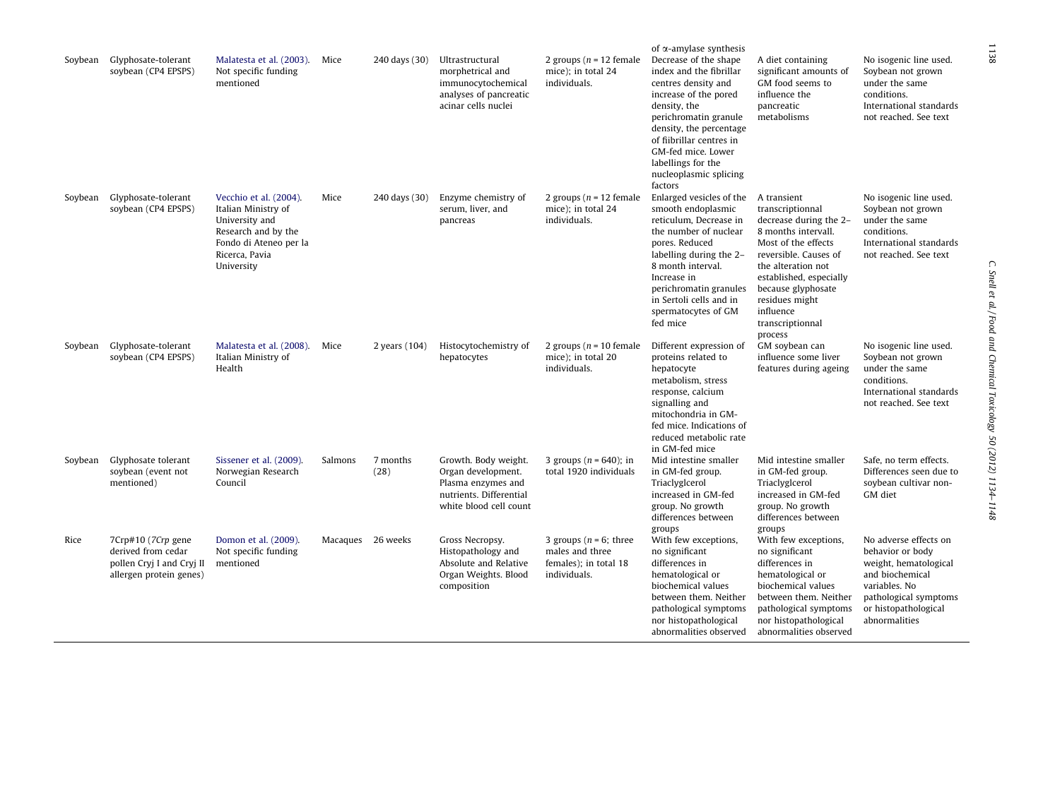| | | | | | | | | | |
|---|---|---|---|---|---|---|---|---|---|
| | | | | | | | of α-amylase synthesis | | |
| Soybean | Glyphosate-tolerant soybean (CP4 EPSPS) | Malatesta et al. (2003). Not specific funding mentioned | Mice | 240 days (30) | Ultrastructural morphetrical and immunocytochemical analyses of pancreatic acinar cells nuclei | 2 groups ($n$ = 12 female mice); in total 24 individuals. | Decrease of the shape index and the fibrillar centres density and increase of the pored density, the perichromatin granule density, the percentage of fiibrillar centres in GM-fed mice. Lower labellings for the nucleoplasmic splicing factors | A diet containing significant amounts of GM food seems to influence the pancreatic metabolisms | No isogenic line used. Soybean not grown under the same conditions. International standards not reached. See text |
| Soybean | Glyphosate-tolerant soybean (CP4 EPSPS) | Vecchio et al. (2004). Italian Ministry of University and Research and by the Fondo di Ateneo per la Ricerca, Pavia University | Mice | 240 days (30) | Enzyme chemistry of serum, liver, and pancreas | 2 groups ($n$ = 12 female mice); in total 24 individuals. | Enlarged vesicles of the smooth endoplasmic reticulum, Decrease in the number of nuclear pores. Reduced labelling during the 2–8 month interval. Increase in perichromatin granules in Sertoli cells and in spermatocytes of GM fed mice | A transient transcriptionnal decrease during the 2–8 months intervall. Most of the effects reversible. Causes of the alteration not established, especially because glyphosate residues might influence transcriptionnal process | No isogenic line used. Soybean not grown under the same conditions. International standards not reached. See text |
| Soybean | Glyphosate-tolerant soybean (CP4 EPSPS) | Malatesta et al. (2008). Italian Ministry of Health | Mice | 2 years (104) | Histocytochemistry of hepatocytes | 2 groups ($n$ = 10 female mice); in total 20 individuals. | Different expression of proteins related to hepatocyte metabolism, stress response, calcium signalling and mitochondria in GM-fed mice. Indications of reduced metabolic rate in GM-fed mice | GM soybean can influence some liver features during ageing | No isogenic line used. Soybean not grown under the same conditions. International standards not reached. See text |
| Soybean | Glyphosate tolerant soybean (event not mentioned) | Sissener et al. (2009). Norwegian Research Council | Salmons | 7 months (28) | Growth. Body weight. Organ development. Plasma enzymes and nutrients. Differential white blood cell count | 3 groups ($n$ = 640); in total 1920 individuals | Mid intestine smaller in GM-fed group. Triaclyglcerol increased in GM-fed group. No growth differences between groups | Mid intestine smaller in GM-fed group. Triaclyglcerol increased in GM-fed group. No growth differences between groups | Safe, no term effects. Differences seen due to soybean cultivar non-GM diet |
| Rice | 7Crp#10 (*7Crp* gene derived from cedar pollen Cryj I and Cryj II allergen protein genes) | Domon et al. (2009). Not specific funding mentioned | Macaques | 26 weeks | Gross Necropsy. Histopathology and Absolute and Relative Organ Weights. Blood composition | 3 groups ($n$ = 6; three males and three females); in total 18 individuals. | With few exceptions, no significant differences in hematological or biochemical values between them. Neither pathological symptoms nor histopathological abnormalities observed | With few exceptions, no significant differences in hematological or biochemical values between them. Neither pathological symptoms nor histopathological abnormalities observed | No adverse effects on behavior or body weight, hematological and biochemical variables. No pathological symptoms or histopathological abnormalities |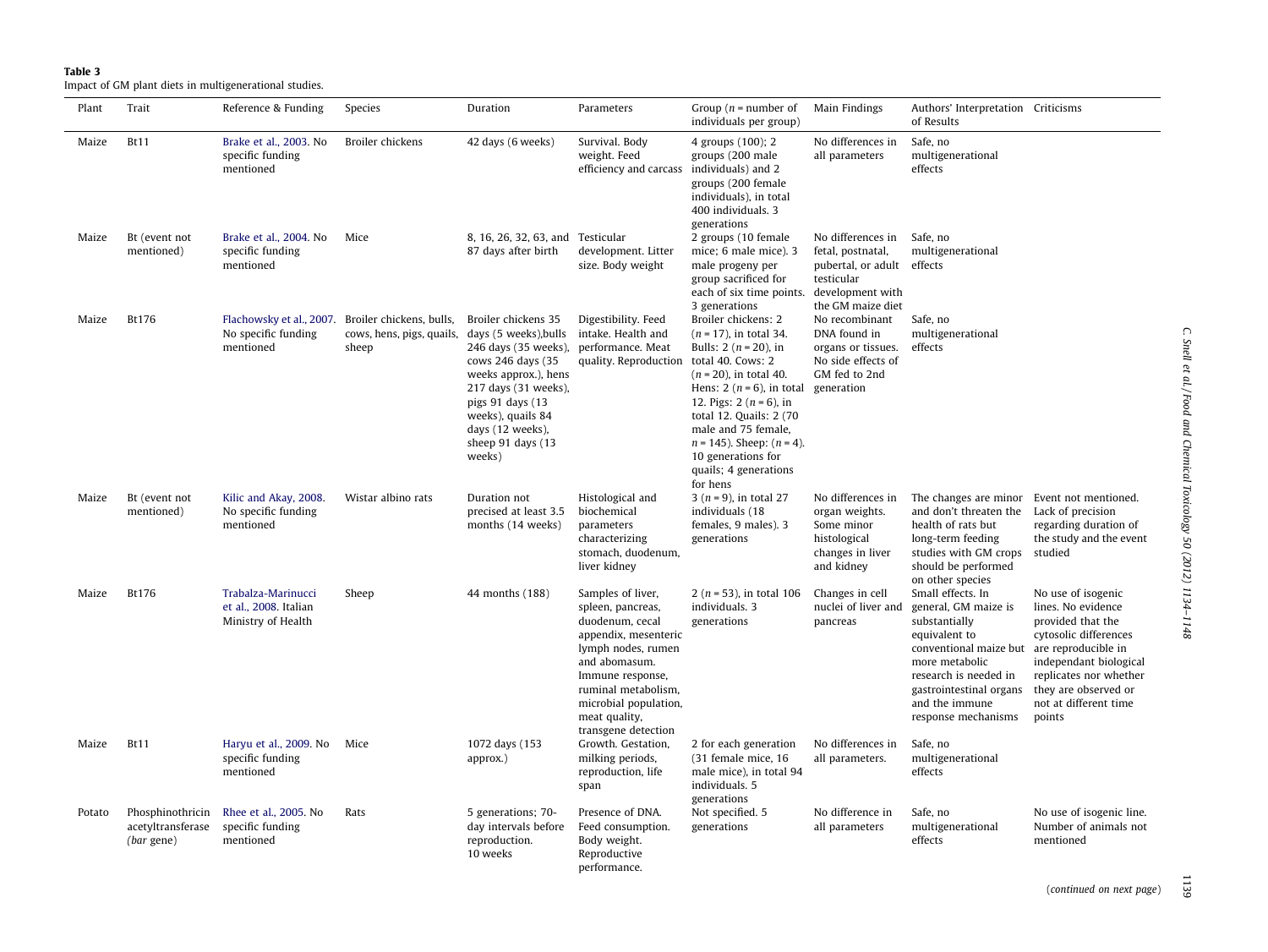**Table 3**
Impact of GM plant diets in multigenerational studies.

| Plant | Trait | Reference & Funding | Species | Duration | Parameters | Group ($n$ = number of individuals per group) | Main Findings | Authors' Interpretation of Results | Criticisms |
|---|---|---|---|---|---|---|---|---|---|
| Maize | Bt11 | Brake et al., 2003. No specific funding mentioned | Broiler chickens | 42 days (6 weeks) | Survival. Body weight. Feed efficiency and carcass | 4 groups (100); 2 groups (200 male individuals) and 2 groups (200 female individuals), in total 400 individuals. 3 generations | No differences in all parameters | Safe, no multigenerational effects | |
| Maize | Bt (event not mentioned) | Brake et al., 2004. No specific funding mentioned | Mice | 8, 16, 26, 32, 63, and 87 days after birth | Testicular development. Litter size. Body weight | 2 groups (10 female mice; 6 male mice). 3 male progeny per group sacrificed for each of six time points. 3 generations | No differences in fetal, postnatal, pubertal, or adult testicular development with the GM maize diet | Safe, no multigenerational effects | |
| Maize | Bt176 | Flachowsky et al., 2007. No specific funding mentioned | Broiler chickens, bulls, cows, hens, pigs, quails, sheep | Broiler chickens 35 days (5 weeks),bulls 246 days (35 weeks), cows 246 days (35 weeks approx.), hens 217 days (31 weeks), pigs 91 days (13 weeks), quails 84 days (12 weeks), sheep 91 days (13 weeks) | Digestibility. Feed intake. Health and performance. Meat quality. Reproduction | Broiler chickens: 2 ($n$ = 17), in total 34. Bulls: 2 ($n$ = 20), in total 40. Cows: 2 ($n$ = 20), in total 40. Hens: 2 ($n$ = 6), in total 12. Pigs: 2 ($n$ = 6), in total 12. Quails: 2 (70 male and 75 female, $n$ = 145). Sheep: ($n$ = 4). 10 generations for quails; 4 generations for hens | No recombinant DNA found in organs or tissues. No side effects of GM fed to 2nd generation | Safe, no multigenerational effects | |
| Maize | Bt (event not mentioned) | Kilic and Akay, 2008. No specific funding mentioned | Wistar albino rats | Duration not precised at least 3.5 months (14 weeks) | Histological and biochemical parameters characterizing stomach, duodenum, liver kidney | 3 ($n$ = 9), in total 27 individuals (18 females, 9 males). 3 generations | No differences in organ weights. Some minor histological changes in liver and kidney | The changes are minor and don't threaten the health of rats but long-term feeding studies with GM crops should be performed on other species | Event not mentioned. Lack of precision regarding duration of the study and the event studied |
| Maize | Bt176 | Trabalza-Marinucci et al., 2008. Italian Ministry of Health | Sheep | 44 months (188) | Samples of liver, spleen, pancreas, duodenum, cecal appendix, mesenteric lymph nodes, rumen and abomasum. Immune response, ruminal metabolism, microbial population, meat quality, transgene detection | 2 ($n$ = 53), in total 106 individuals. 3 generations | Changes in cell nuclei of liver and pancreas | Small effects. In general, GM maize is substantially equivalent to conventional maize but more metabolic research is needed in gastrointestinal organs and the immune response mechanisms | No use of isogenic lines. No evidence provided that the cytosolic differences are reproducible in independant biological replicates nor whether they are observed or not at different time points |
| Maize | Bt11 | Haryu et al., 2009. No specific funding mentioned | Mice | 1072 days (153 approx.) | Growth. Gestation, milking periods, reproduction, life span | 2 for each generation (31 female mice, 16 male mice), in total 94 individuals. 5 generations | No differences in all parameters. | Safe, no multigenerational effects | |
| Potato | Phosphinothricin acetyltransferase (*bar* gene) | Rhee et al., 2005. No specific funding mentioned | Rats | 5 generations; 70-day intervals before reproduction. 10 weeks | Presence of DNA. Feed consumption. Body weight. Reproductive performance. | Not specified. 5 generations | No difference in all parameters | Safe, no multigenerational effects | No use of isogenic line. Number of animals not mentioned |

(*continued on next page*)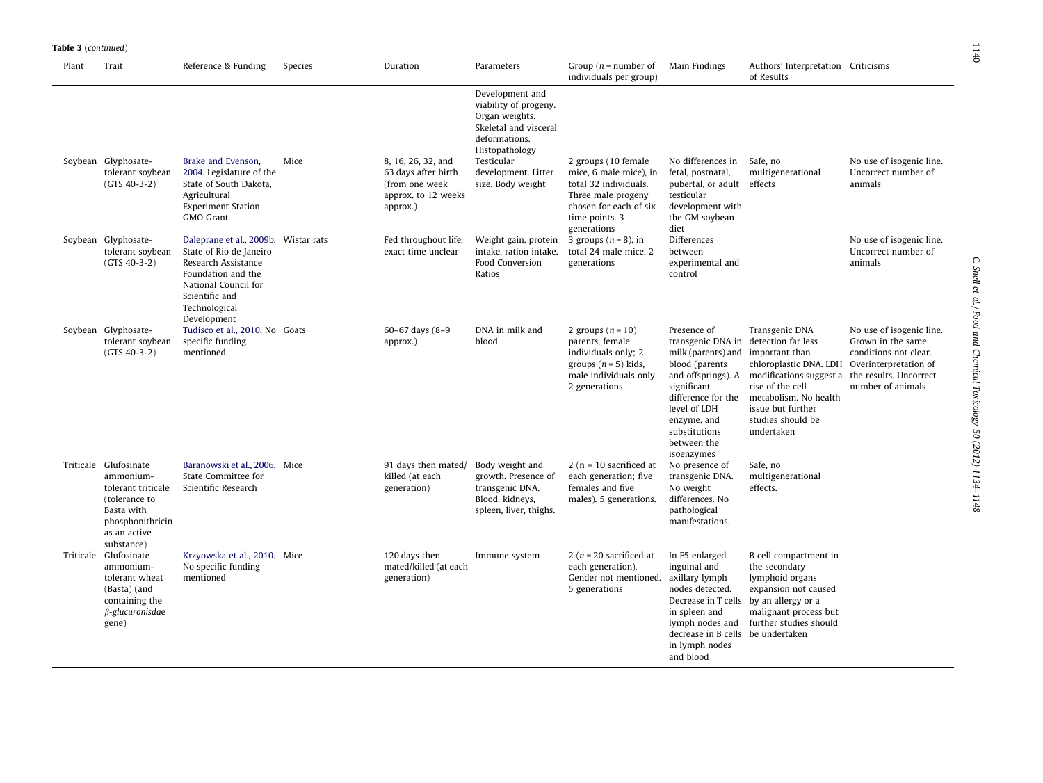**Table 3** (*continued*)

| Plant | Trait | Reference & Funding | Species | Duration | Parameters | Group (*n* = number of individuals per group) | Main Findings | Authors' Interpretation of Results | Criticisms |
|---|---|---|---|---|---|---|---|---|---|
| | | | | | Development and viability of progeny. Organ weights. Skeletal and visceral deformations. Histopathology | | | | |
| Soybean | Glyphosate-tolerant soybean (GTS 40-3-2) | Brake and Evenson, 2004. Legislature of the State of South Dakota, Agricultural Experiment Station GMO Grant | Mice | 8, 16, 26, 32, and 63 days after birth (from one week approx. to 12 weeks approx.) | Testicular development. Litter size. Body weight | 2 groups (10 female mice, 6 male mice), in total 32 individuals. Three male progeny chosen for each of six time points. 3 generations | No differences in fetal, postnatal, pubertal, or adult testicular development with the GM soybean diet | Safe, no multigenerational effects | No use of isogenic line. Uncorrect number of animals |
| Soybean | Glyphosate-tolerant soybean (GTS 40-3-2) | Daleprane et al., 2009b. State of Rio de Janeiro Research Assistance Foundation and the National Council for Scientific and Technological Development | Wistar rats | Fed throughout life, exact time unclear | Weight gain, protein intake, ration intake. Food Conversion Ratios | 3 groups (*n* = 8), in total 24 male mice. 2 generations | Differences between experimental and control | | No use of isogenic line. Uncorrect number of animals |
| Soybean | Glyphosate-tolerant soybean (GTS 40-3-2) | Tudisco et al., 2010. No specific funding mentioned | Goats | 60–67 days (8–9 approx.) | DNA in milk and blood | 2 groups (*n* = 10) parents, female individuals only; 2 groups (*n* = 5) kids, male individuals only. 2 generations | Presence of transgenic DNA in milk (parents) and blood (parents and offsprings). A significant difference for the level of LDH enzyme, and substitutions between the isoenzymes | Transgenic DNA detection far less important than chloroplastic DNA. LDH modifications suggest a rise of the cell metabolism. No health issue but further studies should be undertaken | No use of isogenic line. Grown in the same conditions not clear. Overinterpretation of the results. Uncorrect number of animals |
| Triticale | Glufosinate ammonium-tolerant triticale (tolerance to Basta with phosphonithricin as an active substance) | Baranowski et al., 2006. State Committee for Scientific Research | Mice | 91 days then mated/killed (at each generation) | Body weight and growth. Presence of transgenic DNA. Blood, kidneys, spleen, liver, thighs. | 2 (n = 10 sacrificed at each generation; five females and five males). 5 generations. | No presence of transgenic DNA. No weight differences. No pathological manifestations. | Safe, no multigenerational effects. | |
| Triticale | Glufosinate ammonium-tolerant wheat (Basta) (and containing the *β-glucuronisdae* gene) | Krzyowska et al., 2010. No specific funding mentioned | Mice | 120 days then mated/killed (at each generation) | Immune system | 2 (*n* = 20 sacrificed at each generation). Gender not mentioned. 5 generations | In F5 enlarged inguinal and axillary lymph nodes detected. Decrease in T cells in spleen and lymph nodes and decrease in B cells in lymph nodes and blood | B cell compartment in the secondary lymphoid organs expansion not caused by an allergy or a malignant process but further studies should be undertaken | |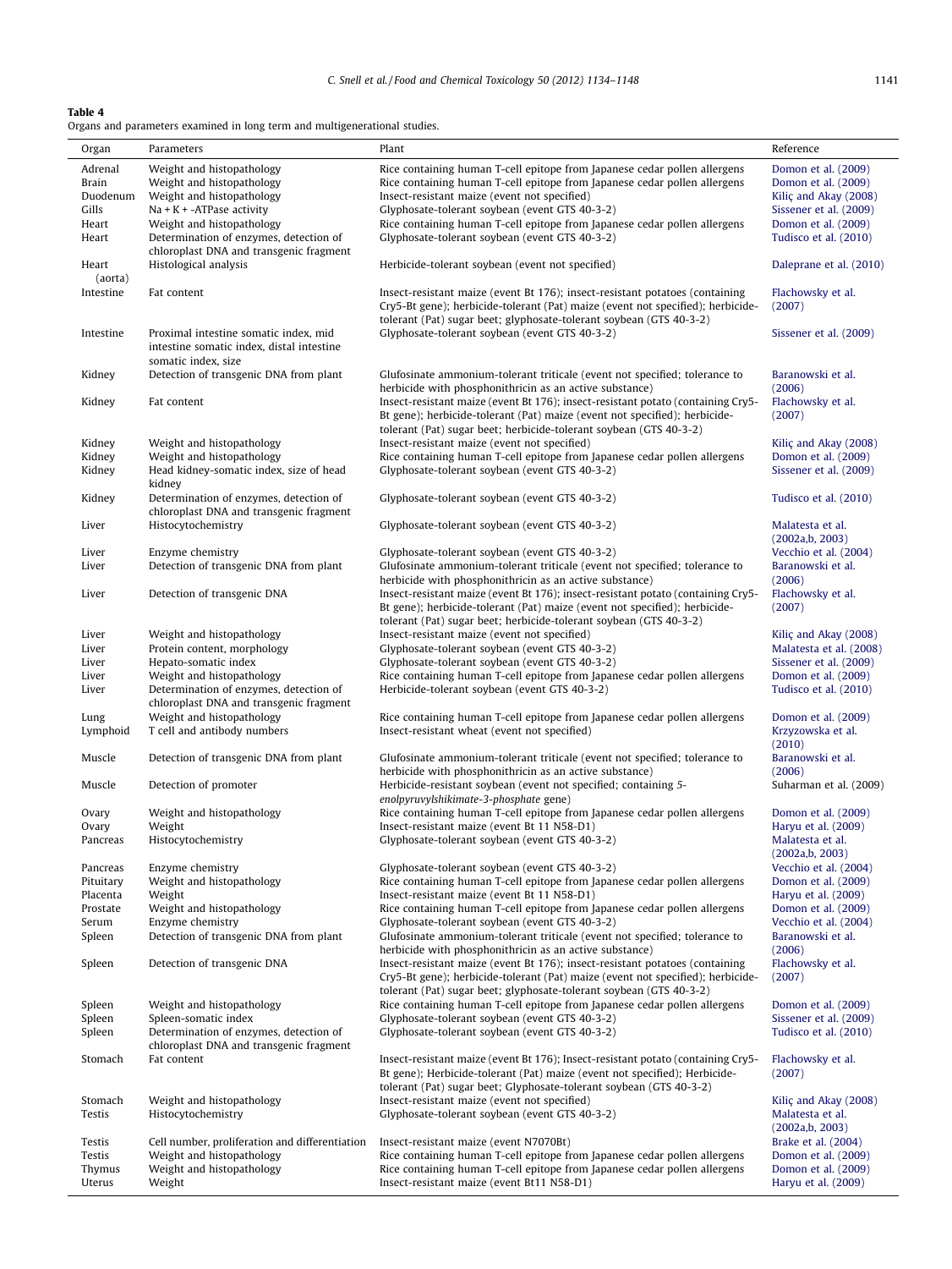**Table 4**
Organs and parameters examined in long term and multigenerational studies.

| Organ | Parameters | Plant | Reference |
|---|---|---|---|
| Adrenal | Weight and histopathology | Rice containing human T-cell epitope from Japanese cedar pollen allergens | Domon et al. (2009) |
| Brain | Weight and histopathology | Rice containing human T-cell epitope from Japanese cedar pollen allergens | Domon et al. (2009) |
| Duodenum | Weight and histopathology | Insect-resistant maize (event not specified) | Kiliç and Akay (2008) |
| Gills | Na + K + -ATPase activity | Glyphosate-tolerant soybean (event GTS 40-3-2) | Sissener et al. (2009) |
| Heart | Weight and histopathology | Rice containing human T-cell epitope from Japanese cedar pollen allergens | Domon et al. (2009) |
| Heart | Determination of enzymes, detection of chloroplast DNA and transgenic fragment | Glyphosate-tolerant soybean (event GTS 40-3-2) | Tudisco et al. (2010) |
| Heart (aorta) | Histological analysis | Herbicide-tolerant soybean (event not specified) | Daleprane et al. (2010) |
| Intestine | Fat content | Insect-resistant maize (event Bt 176); insect-resistant potatoes (containing Cry5-Bt gene); herbicide-tolerant (Pat) maize (event not specified); herbicide-tolerant (Pat) sugar beet; glyphosate-tolerant soybean (GTS 40-3-2) | Flachowsky et al. (2007) |
| Intestine | Proximal intestine somatic index, mid intestine somatic index, distal intestine somatic index, size | Glyphosate-tolerant soybean (event GTS 40-3-2) | Sissener et al. (2009) |
| Kidney | Detection of transgenic DNA from plant | Glufosinate ammonium-tolerant triticale (event not specified; tolerance to herbicide with phosphonithricin as an active substance) | Baranowski et al. (2006) |
| Kidney | Fat content | Insect-resistant maize (event Bt 176); insect-resistant potato (containing Cry5-Bt gene); herbicide-tolerant (Pat) maize (event not specified); herbicide-tolerant (Pat) sugar beet; herbicide-tolerant soybean (GTS 40-3-2) | Flachowsky et al. (2007) |
| Kidney | Weight and histopathology | Insect-resistant maize (event not specified) | Kiliç and Akay (2008) |
| Kidney | Weight and histopathology | Rice containing human T-cell epitope from Japanese cedar pollen allergens | Domon et al. (2009) |
| Kidney | Head kidney-somatic index, size of head kidney | Glyphosate-tolerant soybean (event GTS 40-3-2) | Sissener et al. (2009) |
| Kidney | Determination of enzymes, detection of chloroplast DNA and transgenic fragment | Glyphosate-tolerant soybean (event GTS 40-3-2) | Tudisco et al. (2010) |
| Liver | Histocytochemistry | Glyphosate-tolerant soybean (event GTS 40-3-2) | Malatesta et al. (2002a,b, 2003) |
| Liver | Enzyme chemistry | Glyphosate-tolerant soybean (event GTS 40-3-2) | Vecchio et al. (2004) |
| Liver | Detection of transgenic DNA from plant | Glufosinate ammonium-tolerant triticale (event not specified; tolerance to herbicide with phosphonithricin as an active substance) | Baranowski et al. (2006) |
| Liver | Detection of transgenic DNA | Insect-resistant maize (event Bt 176); insect-resistant potato (containing Cry5-Bt gene); herbicide-tolerant (Pat) maize (event not specified); herbicide-tolerant (Pat) sugar beet; herbicide-tolerant soybean (GTS 40-3-2) | Flachowsky et al. (2007) |
| Liver | Weight and histopathology | Insect-resistant maize (event not specified) | Kiliç and Akay (2008) |
| Liver | Protein content, morphology | Glyphosate-tolerant soybean (event GTS 40-3-2) | Malatesta et al. (2008) |
| Liver | Hepato-somatic index | Glyphosate-tolerant soybean (event GTS 40-3-2) | Sissener et al. (2009) |
| Liver | Weight and histopathology | Rice containing human T-cell epitope from Japanese cedar pollen allergens | Domon et al. (2009) |
| Liver | Determination of enzymes, detection of chloroplast DNA and transgenic fragment | Herbicide-tolerant soybean (event GTS 40-3-2) | Tudisco et al. (2010) |
| Lung | Weight and histopathology | Rice containing human T-cell epitope from Japanese cedar pollen allergens | Domon et al. (2009) |
| Lymphoid | T cell and antibody numbers | Insect-resistant wheat (event not specified) | Krzyzowska et al. (2010) |
| Muscle | Detection of transgenic DNA from plant | Glufosinate ammonium-tolerant triticale (event not specified; tolerance to herbicide with phosphonithricin as an active substance) | Baranowski et al. (2006) |
| Muscle | Detection of promoter | Herbicide-resistant soybean (event not specified; containing *5-enolpyruvylshikimate-3-phosphate* gene) | Suharman et al. (2009) |
| Ovary | Weight and histopathology | Rice containing human T-cell epitope from Japanese cedar pollen allergens | Domon et al. (2009) |
| Ovary | Weight | Insect-resistant maize (event Bt 11 N58-D1) | Haryu et al. (2009) |
| Pancreas | Histocytochemistry | Glyphosate-tolerant soybean (event GTS 40-3-2) | Malatesta et al. (2002a,b, 2003) |
| Pancreas | Enzyme chemistry | Glyphosate-tolerant soybean (event GTS 40-3-2) | Vecchio et al. (2004) |
| Pituitary | Weight and histopathology | Rice containing human T-cell epitope from Japanese cedar pollen allergens | Domon et al. (2009) |
| Placenta | Weight | Insect-resistant maize (event Bt 11 N58-D1) | Haryu et al. (2009) |
| Prostate | Weight and histopathology | Rice containing human T-cell epitope from Japanese cedar pollen allergens | Domon et al. (2009) |
| Serum | Enzyme chemistry | Glyphosate-tolerant soybean (event GTS 40-3-2) | Vecchio et al. (2004) |
| Spleen | Detection of transgenic DNA from plant | Glufosinate ammonium-tolerant triticale (event not specified; tolerance to herbicide with phosphonithricin as an active substance) | Baranowski et al. (2006) |
| Spleen | Detection of transgenic DNA | Insect-resistant maize (event Bt 176); insect-resistant potatoes (containing Cry5-Bt gene); herbicide-tolerant (Pat) maize (event not specified); herbicide-tolerant (Pat) sugar beet; glyphosate-tolerant soybean (GTS 40-3-2) | Flachowsky et al. (2007) |
| Spleen | Weight and histopathology | Rice containing human T-cell epitope from Japanese cedar pollen allergens | Domon et al. (2009) |
| Spleen | Spleen-somatic index | Glyphosate-tolerant soybean (event GTS 40-3-2) | Sissener et al. (2009) |
| Spleen | Determination of enzymes, detection of chloroplast DNA and transgenic fragment | Glyphosate-tolerant soybean (event GTS 40-3-2) | Tudisco et al. (2010) |
| Stomach | Fat content | Insect-resistant maize (event Bt 176); Insect-resistant potato (containing Cry5-Bt gene); Herbicide-tolerant (Pat) maize (event not specified); Herbicide-tolerant (Pat) sugar beet; Glyphosate-tolerant soybean (GTS 40-3-2) | Flachowsky et al. (2007) |
| Stomach | Weight and histopathology | Insect-resistant maize (event not specified) | Kiliç and Akay (2008) |
| Testis | Histocytochemistry | Glyphosate-tolerant soybean (event GTS 40-3-2) | Malatesta et al. (2002a,b, 2003) |
| Testis | Cell number, proliferation and differentiation | Insect-resistant maize (event N7070Bt) | Brake et al. (2004) |
| Testis | Weight and histopathology | Rice containing human T-cell epitope from Japanese cedar pollen allergens | Domon et al. (2009) |
| Thymus | Weight and histopathology | Rice containing human T-cell epitope from Japanese cedar pollen allergens | Domon et al. (2009) |
| Uterus | Weight | Insect-resistant maize (event Bt11 N58-D1) | Haryu et al. (2009) |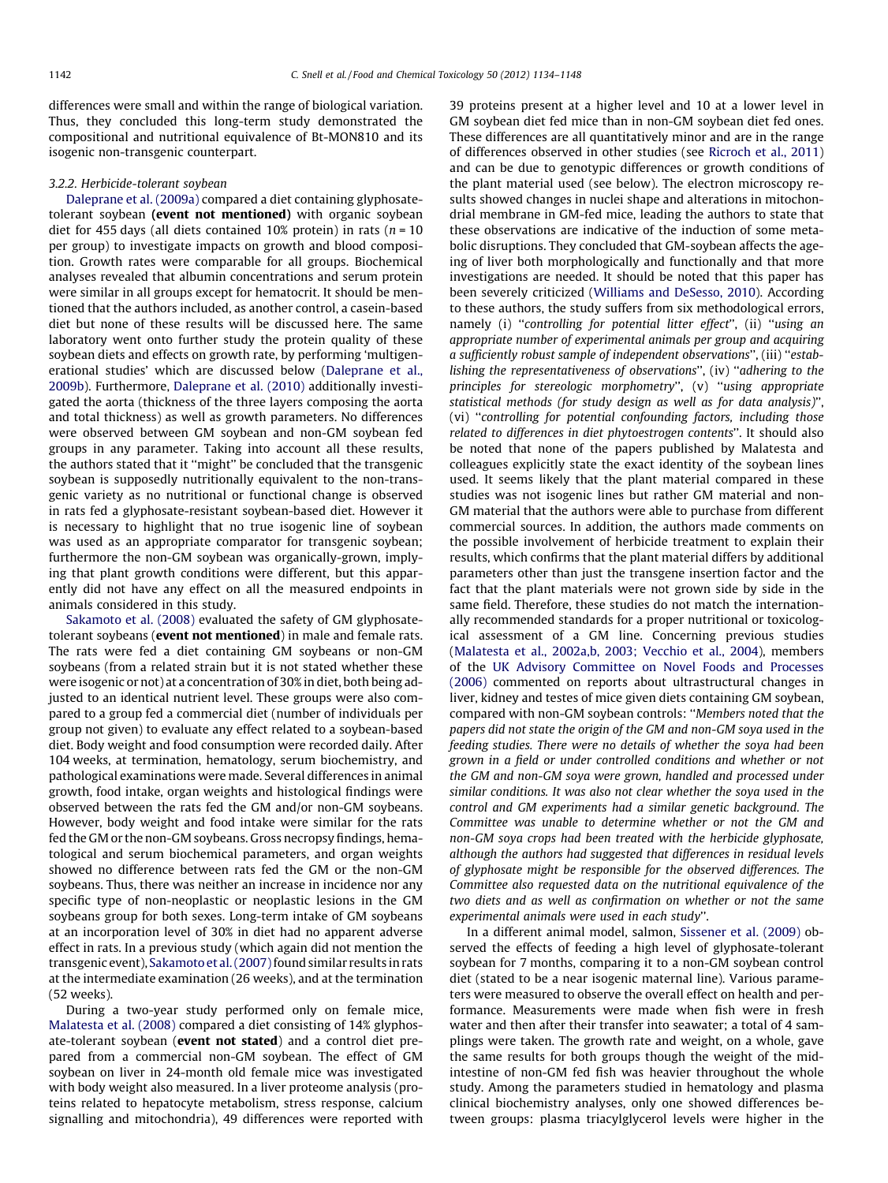differences were small and within the range of biological variation. Thus, they concluded this long-term study demonstrated the compositional and nutritional equivalence of Bt-MON810 and its isogenic non-transgenic counterpart.

### 3.2.2. Herbicide-tolerant soybean

Daleprane et al. (2009a) compared a diet containing glyphosate-tolerant soybean **(event not mentioned)** with organic soybean diet for 455 days (all diets contained 10% protein) in rats ($n = 10$ per group) to investigate impacts on growth and blood composition. Growth rates were comparable for all groups. Biochemical analyses revealed that albumin concentrations and serum protein were similar in all groups except for hematocrit. It should be mentioned that the authors included, as another control, a casein-based diet but none of these results will be discussed here. The same laboratory went onto further study the protein quality of these soybean diets and effects on growth rate, by performing 'multigenerational studies' which are discussed below (Daleprane et al., 2009b). Furthermore, Daleprane et al. (2010) additionally investigated the aorta (thickness of the three layers composing the aorta and total thickness) as well as growth parameters. No differences were observed between GM soybean and non-GM soybean fed groups in any parameter. Taking into account all these results, the authors stated that it "might" be concluded that the transgenic soybean is supposedly nutritionally equivalent to the non-transgenic variety as no nutritional or functional change is observed in rats fed a glyphosate-resistant soybean-based diet. However it is necessary to highlight that no true isogenic line of soybean was used as an appropriate comparator for transgenic soybean; furthermore the non-GM soybean was organically-grown, implying that plant growth conditions were different, but this apparently did not have any effect on all the measured endpoints in animals considered in this study.

Sakamoto et al. (2008) evaluated the safety of GM glyphosate-tolerant soybeans (**event not mentioned**) in male and female rats. The rats were fed a diet containing GM soybeans or non-GM soybeans (from a related strain but it is not stated whether these were isogenic or not) at a concentration of 30% in diet, both being adjusted to an identical nutrient level. These groups were also compared to a group fed a commercial diet (number of individuals per group not given) to evaluate any effect related to a soybean-based diet. Body weight and food consumption were recorded daily. After 104 weeks, at termination, hematology, serum biochemistry, and pathological examinations were made. Several differences in animal growth, food intake, organ weights and histological findings were observed between the rats fed the GM and/or non-GM soybeans. However, body weight and food intake were similar for the rats fed the GM or the non-GM soybeans. Gross necropsy findings, hematological and serum biochemical parameters, and organ weights showed no difference between rats fed the GM or the non-GM soybeans. Thus, there was neither an increase in incidence nor any specific type of non-neoplastic or neoplastic lesions in the GM soybeans group for both sexes. Long-term intake of GM soybeans at an incorporation level of 30% in diet had no apparent adverse effect in rats. In a previous study (which again did not mention the transgenic event), Sakamoto et al. (2007) found similar results in rats at the intermediate examination (26 weeks), and at the termination (52 weeks).

During a two-year study performed only on female mice, Malatesta et al. (2008) compared a diet consisting of 14% glyphosate-tolerant soybean (**event not stated**) and a control diet prepared from a commercial non-GM soybean. The effect of GM soybean on liver in 24-month old female mice was investigated with body weight also measured. In a liver proteome analysis (proteins related to hepatocyte metabolism, stress response, calcium signalling and mitochondria), 49 differences were reported with 39 proteins present at a higher level and 10 at a lower level in GM soybean diet fed mice than in non-GM soybean diet fed ones. These differences are all quantitatively minor and are in the range of differences observed in other studies (see Ricroch et al., 2011) and can be due to genotypic differences or growth conditions of the plant material used (see below). The electron microscopy results showed changes in nuclei shape and alterations in mitochondrial membrane in GM-fed mice, leading the authors to state that these observations are indicative of the induction of some metabolic disruptions. They concluded that GM-soybean affects the ageing of liver both morphologically and functionally and that more investigations are needed. It should be noted that this paper has been severely criticized (Williams and DeSesso, 2010). According to these authors, the study suffers from six methodological errors, namely (i) "*controlling for potential litter effect*", (ii) "*using an appropriate number of experimental animals per group and acquiring a sufficiently robust sample of independent observations*", (iii) "*establishing the representativeness of observations*", (iv) "*adhering to the principles for stereologic morphometry*", (v) "*using appropriate statistical methods (for study design as well as for data analysis)*", (vi) "*controlling for potential confounding factors, including those related to differences in diet phytoestrogen contents*". It should also be noted that none of the papers published by Malatesta and colleagues explicitly state the exact identity of the soybean lines used. It seems likely that the plant material compared in these studies was not isogenic lines but rather GM material and non-GM material that the authors were able to purchase from different commercial sources. In addition, the authors made comments on the possible involvement of herbicide treatment to explain their results, which confirms that the plant material differs by additional parameters other than just the transgene insertion factor and the fact that the plant materials were not grown side by side in the same field. Therefore, these studies do not match the internationally recommended standards for a proper nutritional or toxicological assessment of a GM line. Concerning previous studies (Malatesta et al., 2002a,b, 2003; Vecchio et al., 2004), members of the UK Advisory Committee on Novel Foods and Processes (2006) commented on reports about ultrastructural changes in liver, kidney and testes of mice given diets containing GM soybean, compared with non-GM soybean controls: "*Members noted that the papers did not state the origin of the GM and non-GM soya used in the feeding studies. There were no details of whether the soya had been grown in a field or under controlled conditions and whether or not the GM and non-GM soya were grown, handled and processed under similar conditions. It was also not clear whether the soya used in the control and GM experiments had a similar genetic background. The Committee was unable to determine whether or not the GM and non-GM soya crops had been treated with the herbicide glyphosate, although the authors had suggested that differences in residual levels of glyphosate might be responsible for the observed differences. The Committee also requested data on the nutritional equivalence of the two diets and as well as confirmation on whether or not the same experimental animals were used in each study*".

In a different animal model, salmon, Sissener et al. (2009) observed the effects of feeding a high level of glyphosate-tolerant soybean for 7 months, comparing it to a non-GM soybean control diet (stated to be a near isogenic maternal line). Various parameters were measured to observe the overall effect on health and performance. Measurements were made when fish were in fresh water and then after their transfer into seawater; a total of 4 samplings were taken. The growth rate and weight, on a whole, gave the same results for both groups though the weight of the mid-intestine of non-GM fed fish was heavier throughout the whole study. Among the parameters studied in hematology and plasma clinical biochemistry analyses, only one showed differences between groups: plasma triacylglycerol levels were higher in the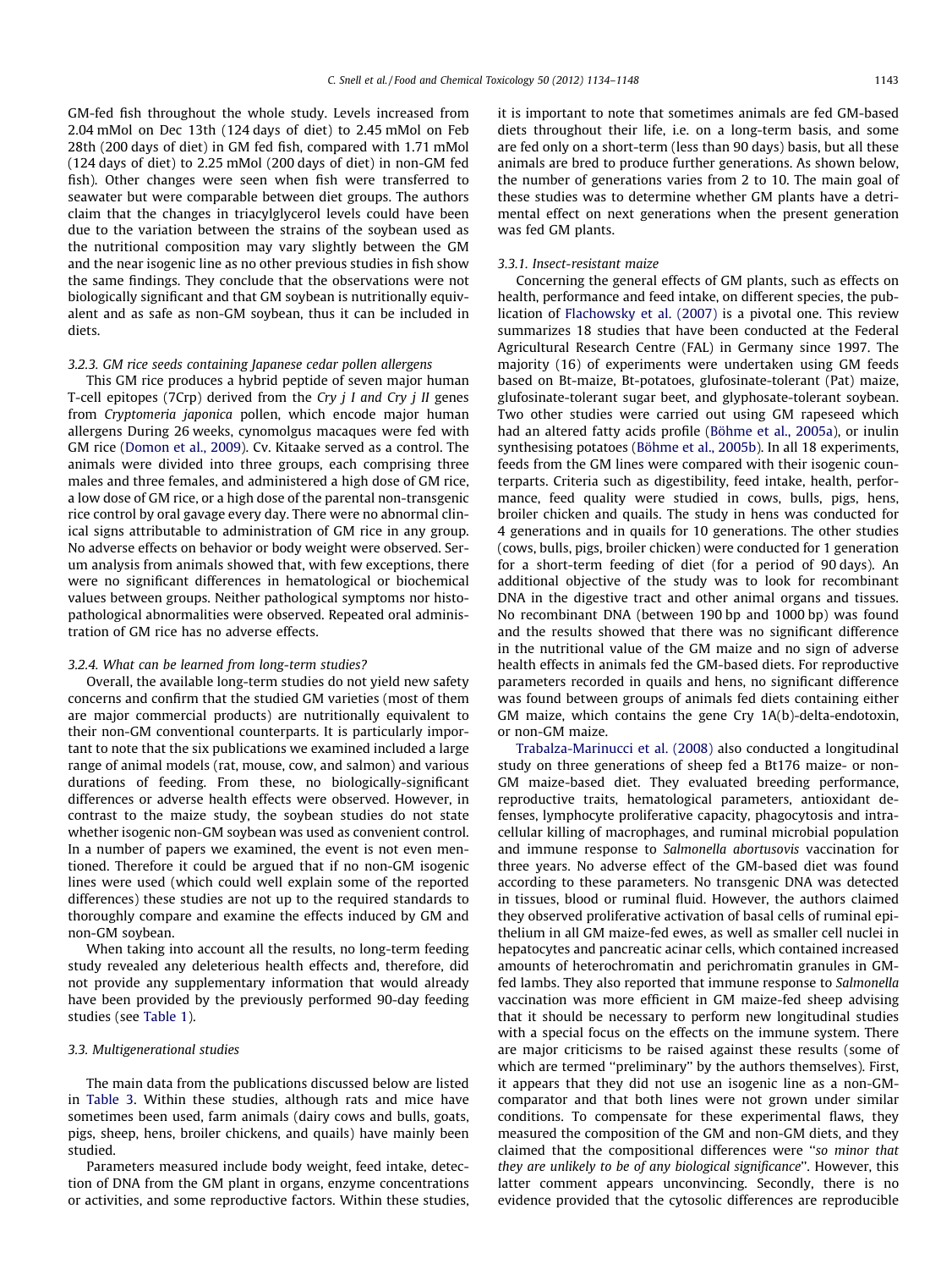GM-fed fish throughout the whole study. Levels increased from 2.04 mMol on Dec 13th (124 days of diet) to 2.45 mMol on Feb 28th (200 days of diet) in GM fed fish, compared with 1.71 mMol (124 days of diet) to 2.25 mMol (200 days of diet) in non-GM fed fish). Other changes were seen when fish were transferred to seawater but were comparable between diet groups. The authors claim that the changes in triacylglycerol levels could have been due to the variation between the strains of the soybean used as the nutritional composition may vary slightly between the GM and the near isogenic line as no other previous studies in fish show the same findings. They conclude that the observations were not biologically significant and that GM soybean is nutritionally equivalent and as safe as non-GM soybean, thus it can be included in diets.

### 3.2.3. GM rice seeds containing Japanese cedar pollen allergens

This GM rice produces a hybrid peptide of seven major human T-cell epitopes (7Crp) derived from the *Cry j I and Cry j II* genes from *Cryptomeria japonica* pollen, which encode major human allergens During 26 weeks, cynomolgus macaques were fed with GM rice (Domon et al., 2009). Cv. Kitaake served as a control. The animals were divided into three groups, each comprising three males and three females, and administered a high dose of GM rice, a low dose of GM rice, or a high dose of the parental non-transgenic rice control by oral gavage every day. There were no abnormal clinical signs attributable to administration of GM rice in any group. No adverse effects on behavior or body weight were observed. Serum analysis from animals showed that, with few exceptions, there were no significant differences in hematological or biochemical values between groups. Neither pathological symptoms nor histopathological abnormalities were observed. Repeated oral administration of GM rice has no adverse effects.

### 3.2.4. What can be learned from long-term studies?

Overall, the available long-term studies do not yield new safety concerns and confirm that the studied GM varieties (most of them are major commercial products) are nutritionally equivalent to their non-GM conventional counterparts. It is particularly important to note that the six publications we examined included a large range of animal models (rat, mouse, cow, and salmon) and various durations of feeding. From these, no biologically-significant differences or adverse health effects were observed. However, in contrast to the maize study, the soybean studies do not state whether isogenic non-GM soybean was used as convenient control. In a number of papers we examined, the event is not even mentioned. Therefore it could be argued that if no non-GM isogenic lines were used (which could well explain some of the reported differences) these studies are not up to the required standards to thoroughly compare and examine the effects induced by GM and non-GM soybean.

When taking into account all the results, no long-term feeding study revealed any deleterious health effects and, therefore, did not provide any supplementary information that would already have been provided by the previously performed 90-day feeding studies (see Table 1).

## 3.3. Multigenerational studies

The main data from the publications discussed below are listed in Table 3. Within these studies, although rats and mice have sometimes been used, farm animals (dairy cows and bulls, goats, pigs, sheep, hens, broiler chickens, and quails) have mainly been studied.

Parameters measured include body weight, feed intake, detection of DNA from the GM plant in organs, enzyme concentrations or activities, and some reproductive factors. Within these studies, it is important to note that sometimes animals are fed GM-based diets throughout their life, i.e. on a long-term basis, and some are fed only on a short-term (less than 90 days) basis, but all these animals are bred to produce further generations. As shown below, the number of generations varies from 2 to 10. The main goal of these studies was to determine whether GM plants have a detrimental effect on next generations when the present generation was fed GM plants.

### 3.3.1. Insect-resistant maize

Concerning the general effects of GM plants, such as effects on health, performance and feed intake, on different species, the publication of Flachowsky et al. (2007) is a pivotal one. This review summarizes 18 studies that have been conducted at the Federal Agricultural Research Centre (FAL) in Germany since 1997. The majority (16) of experiments were undertaken using GM feeds based on Bt-maize, Bt-potatoes, glufosinate-tolerant (Pat) maize, glufosinate-tolerant sugar beet, and glyphosate-tolerant soybean. Two other studies were carried out using GM rapeseed which had an altered fatty acids profile (Böhme et al., 2005a), or inulin synthesising potatoes (Böhme et al., 2005b). In all 18 experiments, feeds from the GM lines were compared with their isogenic counterparts. Criteria such as digestibility, feed intake, health, performance, feed quality were studied in cows, bulls, pigs, hens, broiler chicken and quails. The study in hens was conducted for 4 generations and in quails for 10 generations. The other studies (cows, bulls, pigs, broiler chicken) were conducted for 1 generation for a short-term feeding of diet (for a period of 90 days). An additional objective of the study was to look for recombinant DNA in the digestive tract and other animal organs and tissues. No recombinant DNA (between 190 bp and 1000 bp) was found and the results showed that there was no significant difference in the nutritional value of the GM maize and no sign of adverse health effects in animals fed the GM-based diets. For reproductive parameters recorded in quails and hens, no significant difference was found between groups of animals fed diets containing either GM maize, which contains the gene Cry 1A(b)-delta-endotoxin, or non-GM maize.

Trabalza-Marinucci et al. (2008) also conducted a longitudinal study on three generations of sheep fed a Bt176 maize- or non-GM maize-based diet. They evaluated breeding performance, reproductive traits, hematological parameters, antioxidant defenses, lymphocyte proliferative capacity, phagocytosis and intracellular killing of macrophages, and ruminal microbial population and immune response to *Salmonella abortusovis* vaccination for three years. No adverse effect of the GM-based diet was found according to these parameters. No transgenic DNA was detected in tissues, blood or ruminal fluid. However, the authors claimed they observed proliferative activation of basal cells of ruminal epithelium in all GM maize-fed ewes, as well as smaller cell nuclei in hepatocytes and pancreatic acinar cells, which contained increased amounts of heterochromatin and perichromatin granules in GM-fed lambs. They also reported that immune response to *Salmonella* vaccination was more efficient in GM maize-fed sheep advising that it should be necessary to perform new longitudinal studies with a special focus on the effects on the immune system. There are major criticisms to be raised against these results (some of which are termed "preliminary" by the authors themselves). First, it appears that they did not use an isogenic line as a non-GM-comparator and that both lines were not grown under similar conditions. To compensate for these experimental flaws, they measured the composition of the GM and non-GM diets, and they claimed that the compositional differences were "*so minor that they are unlikely to be of any biological significance*". However, this latter comment appears unconvincing. Secondly, there is no evidence provided that the cytosolic differences are reproducible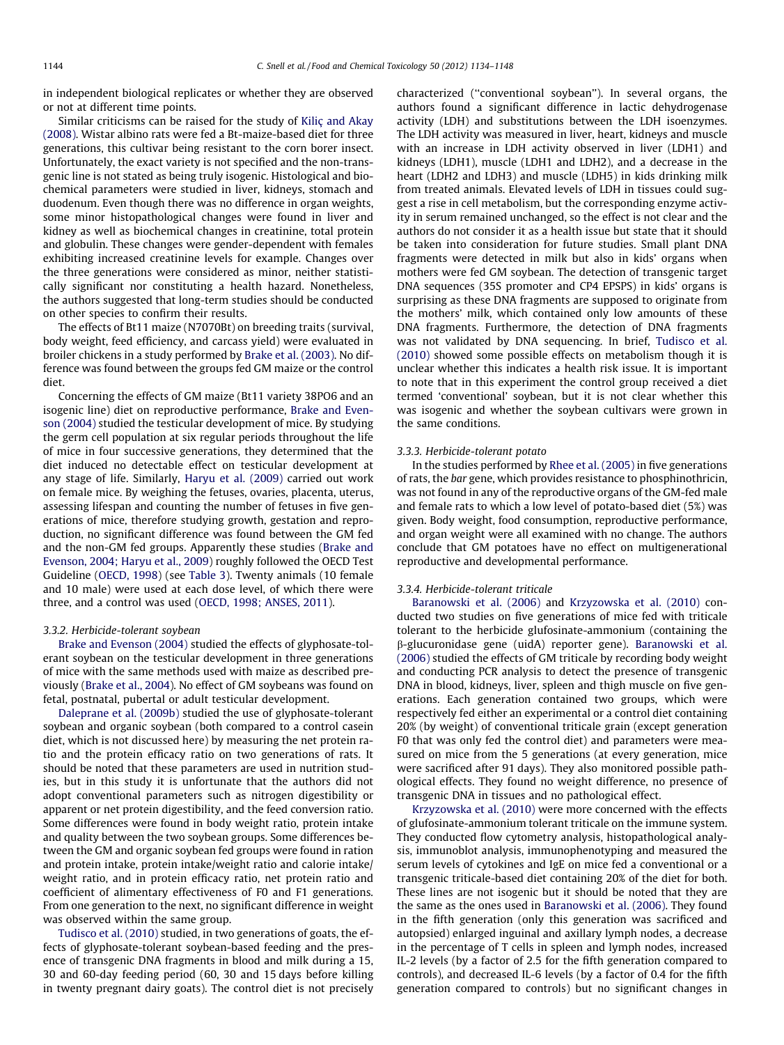in independent biological replicates or whether they are observed or not at different time points.

Similar criticisms can be raised for the study of Kiliç and Akay (2008). Wistar albino rats were fed a Bt-maize-based diet for three generations, this cultivar being resistant to the corn borer insect. Unfortunately, the exact variety is not specified and the non-transgenic line is not stated as being truly isogenic. Histological and biochemical parameters were studied in liver, kidneys, stomach and duodenum. Even though there was no difference in organ weights, some minor histopathological changes were found in liver and kidney as well as biochemical changes in creatinine, total protein and globulin. These changes were gender-dependent with females exhibiting increased creatinine levels for example. Changes over the three generations were considered as minor, neither statistically significant nor constituting a health hazard. Nonetheless, the authors suggested that long-term studies should be conducted on other species to confirm their results.

The effects of Bt11 maize (N7070Bt) on breeding traits (survival, body weight, feed efficiency, and carcass yield) were evaluated in broiler chickens in a study performed by Brake et al. (2003). No difference was found between the groups fed GM maize or the control diet.

Concerning the effects of GM maize (Bt11 variety 38PO6 and an isogenic line) diet on reproductive performance, Brake and Evenson (2004) studied the testicular development of mice. By studying the germ cell population at six regular periods throughout the life of mice in four successive generations, they determined that the diet induced no detectable effect on testicular development at any stage of life. Similarly, Haryu et al. (2009) carried out work on female mice. By weighing the fetuses, ovaries, placenta, uterus, assessing lifespan and counting the number of fetuses in five generations of mice, therefore studying growth, gestation and reproduction, no significant difference was found between the GM fed and the non-GM fed groups. Apparently these studies (Brake and Evenson, 2004; Haryu et al., 2009) roughly followed the OECD Test Guideline (OECD, 1998) (see Table 3). Twenty animals (10 female and 10 male) were used at each dose level, of which there were three, and a control was used (OECD, 1998; ANSES, 2011).

### 3.3.2. Herbicide-tolerant soybean

Brake and Evenson (2004) studied the effects of glyphosate-tolerant soybean on the testicular development in three generations of mice with the same methods used with maize as described previously (Brake et al., 2004). No effect of GM soybeans was found on fetal, postnatal, pubertal or adult testicular development.

Daleprane et al. (2009b) studied the use of glyphosate-tolerant soybean and organic soybean (both compared to a control casein diet, which is not discussed here) by measuring the net protein ratio and the protein efficacy ratio on two generations of rats. It should be noted that these parameters are used in nutrition studies, but in this study it is unfortunate that the authors did not adopt conventional parameters such as nitrogen digestibility or apparent or net protein digestibility, and the feed conversion ratio. Some differences were found in body weight ratio, protein intake and quality between the two soybean groups. Some differences between the GM and organic soybean fed groups were found in ration and protein intake, protein intake/weight ratio and calorie intake/weight ratio, and in protein efficacy ratio, net protein ratio and coefficient of alimentary effectiveness of F0 and F1 generations. From one generation to the next, no significant difference in weight was observed within the same group.

Tudisco et al. (2010) studied, in two generations of goats, the effects of glyphosate-tolerant soybean-based feeding and the presence of transgenic DNA fragments in blood and milk during a 15, 30 and 60-day feeding period (60, 30 and 15 days before killing in twenty pregnant dairy goats). The control diet is not precisely characterized (''conventional soybean''). In several organs, the authors found a significant difference in lactic dehydrogenase activity (LDH) and substitutions between the LDH isoenzymes. The LDH activity was measured in liver, heart, kidneys and muscle with an increase in LDH activity observed in liver (LDH1) and kidneys (LDH1), muscle (LDH1 and LDH2), and a decrease in the heart (LDH2 and LDH3) and muscle (LDH5) in kids drinking milk from treated animals. Elevated levels of LDH in tissues could suggest a rise in cell metabolism, but the corresponding enzyme activity in serum remained unchanged, so the effect is not clear and the authors do not consider it as a health issue but state that it should be taken into consideration for future studies. Small plant DNA fragments were detected in milk but also in kids' organs when mothers were fed GM soybean. The detection of transgenic target DNA sequences (35S promoter and CP4 EPSPS) in kids' organs is surprising as these DNA fragments are supposed to originate from the mothers' milk, which contained only low amounts of these DNA fragments. Furthermore, the detection of DNA fragments was not validated by DNA sequencing. In brief, Tudisco et al. (2010) showed some possible effects on metabolism though it is unclear whether this indicates a health risk issue. It is important to note that in this experiment the control group received a diet termed 'conventional' soybean, but it is not clear whether this was isogenic and whether the soybean cultivars were grown in the same conditions.

### 3.3.3. Herbicide-tolerant potato

In the studies performed by Rhee et al. (2005) in five generations of rats, the *bar* gene, which provides resistance to phosphinothricin, was not found in any of the reproductive organs of the GM-fed male and female rats to which a low level of potato-based diet (5%) was given. Body weight, food consumption, reproductive performance, and organ weight were all examined with no change. The authors conclude that GM potatoes have no effect on multigenerational reproductive and developmental performance.

### 3.3.4. Herbicide-tolerant triticale

Baranowski et al. (2006) and Krzyzowska et al. (2010) conducted two studies on five generations of mice fed with triticale tolerant to the herbicide glufosinate-ammonium (containing the β-glucuronidase gene (uidA) reporter gene). Baranowski et al. (2006) studied the effects of GM triticale by recording body weight and conducting PCR analysis to detect the presence of transgenic DNA in blood, kidneys, liver, spleen and thigh muscle on five generations. Each generation contained two groups, which were respectively fed either an experimental or a control diet containing 20% (by weight) of conventional triticale grain (except generation F0 that was only fed the control diet) and parameters were measured on mice from the 5 generations (at every generation, mice were sacrificed after 91 days). They also monitored possible pathological effects. They found no weight difference, no presence of transgenic DNA in tissues and no pathological effect.

Krzyzowska et al. (2010) were more concerned with the effects of glufosinate-ammonium tolerant triticale on the immune system. They conducted flow cytometry analysis, histopathological analysis, immunoblot analysis, immunophenotyping and measured the serum levels of cytokines and IgE on mice fed a conventional or a transgenic triticale-based diet containing 20% of the diet for both. These lines are not isogenic but it should be noted that they are the same as the ones used in Baranowski et al. (2006). They found in the fifth generation (only this generation was sacrificed and autopsied) enlarged inguinal and axillary lymph nodes, a decrease in the percentage of T cells in spleen and lymph nodes, increased IL-2 levels (by a factor of 2.5 for the fifth generation compared to controls), and decreased IL-6 levels (by a factor of 0.4 for the fifth generation compared to controls) but no significant changes in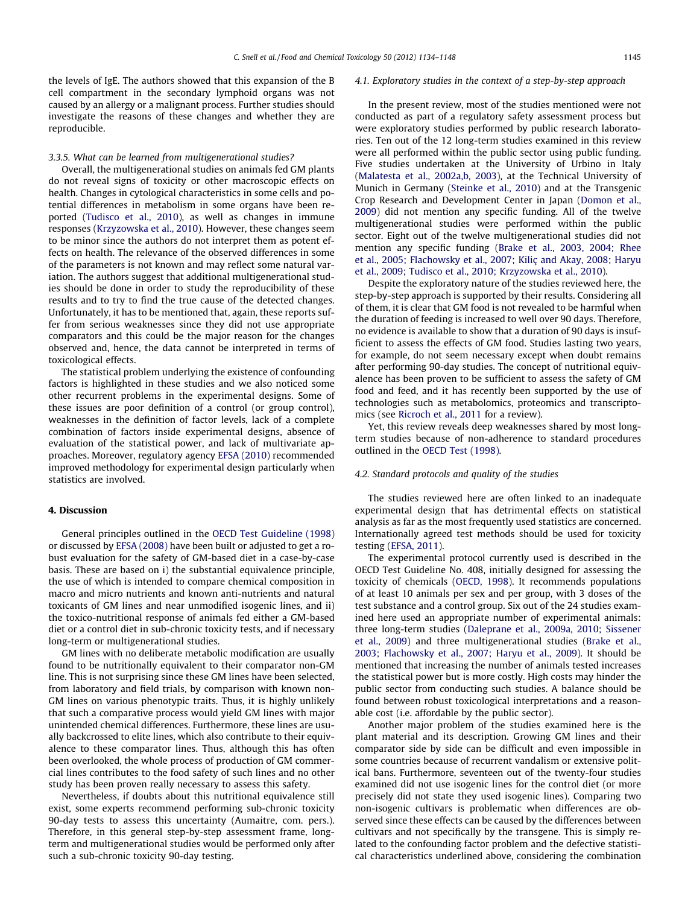the levels of IgE. The authors showed that this expansion of the B cell compartment in the secondary lymphoid organs was not caused by an allergy or a malignant process. Further studies should investigate the reasons of these changes and whether they are reproducible.

#### 3.3.5. What can be learned from multigenerational studies?

Overall, the multigenerational studies on animals fed GM plants do not reveal signs of toxicity or other macroscopic effects on health. Changes in cytological characteristics in some cells and potential differences in metabolism in some organs have been reported (Tudisco et al., 2010), as well as changes in immune responses (Krzyzowska et al., 2010). However, these changes seem to be minor since the authors do not interpret them as potent effects on health. The relevance of the observed differences in some of the parameters is not known and may reflect some natural variation. The authors suggest that additional multigenerational studies should be done in order to study the reproducibility of these results and to try to find the true cause of the detected changes. Unfortunately, it has to be mentioned that, again, these reports suffer from serious weaknesses since they did not use appropriate comparators and this could be the major reason for the changes observed and, hence, the data cannot be interpreted in terms of toxicological effects.

The statistical problem underlying the existence of confounding factors is highlighted in these studies and we also noticed some other recurrent problems in the experimental designs. Some of these issues are poor definition of a control (or group control), weaknesses in the definition of factor levels, lack of a complete combination of factors inside experimental designs, absence of evaluation of the statistical power, and lack of multivariate approaches. Moreover, regulatory agency EFSA (2010) recommended improved methodology for experimental design particularly when statistics are involved.

## 4. Discussion

General principles outlined in the OECD Test Guideline (1998) or discussed by EFSA (2008) have been built or adjusted to get a robust evaluation for the safety of GM-based diet in a case-by-case basis. These are based on i) the substantial equivalence principle, the use of which is intended to compare chemical composition in macro and micro nutrients and known anti-nutrients and natural toxicants of GM lines and near unmodified isogenic lines, and ii) the toxico-nutritional response of animals fed either a GM-based diet or a control diet in sub-chronic toxicity tests, and if necessary long-term or multigenerational studies.

GM lines with no deliberate metabolic modification are usually found to be nutritionally equivalent to their comparator non-GM line. This is not surprising since these GM lines have been selected, from laboratory and field trials, by comparison with known non-GM lines on various phenotypic traits. Thus, it is highly unlikely that such a comparative process would yield GM lines with major unintended chemical differences. Furthermore, these lines are usually backcrossed to elite lines, which also contribute to their equivalence to these comparator lines. Thus, although this has often been overlooked, the whole process of production of GM commercial lines contributes to the food safety of such lines and no other study has been proven really necessary to assess this safety.

Nevertheless, if doubts about this nutritional equivalence still exist, some experts recommend performing sub-chronic toxicity 90-day tests to assess this uncertainty (Aumaitre, com. pers.). Therefore, in this general step-by-step assessment frame, long-term and multigenerational studies would be performed only after such a sub-chronic toxicity 90-day testing.

### 4.1. Exploratory studies in the context of a step-by-step approach

In the present review, most of the studies mentioned were not conducted as part of a regulatory safety assessment process but were exploratory studies performed by public research laboratories. Ten out of the 12 long-term studies examined in this review were all performed within the public sector using public funding. Five studies undertaken at the University of Urbino in Italy (Malatesta et al., 2002a,b, 2003), at the Technical University of Munich in Germany (Steinke et al., 2010) and at the Transgenic Crop Research and Development Center in Japan (Domon et al., 2009) did not mention any specific funding. All of the twelve multigenerational studies were performed within the public sector. Eight out of the twelve multigenerational studies did not mention any specific funding (Brake et al., 2003, 2004; Rhee et al., 2005; Flachowsky et al., 2007; Kiliç and Akay, 2008; Haryu et al., 2009; Tudisco et al., 2010; Krzyzowska et al., 2010).

Despite the exploratory nature of the studies reviewed here, the step-by-step approach is supported by their results. Considering all of them, it is clear that GM food is not revealed to be harmful when the duration of feeding is increased to well over 90 days. Therefore, no evidence is available to show that a duration of 90 days is insufficient to assess the effects of GM food. Studies lasting two years, for example, do not seem necessary except when doubt remains after performing 90-day studies. The concept of nutritional equivalence has been proven to be sufficient to assess the safety of GM food and feed, and it has recently been supported by the use of technologies such as metabolomics, proteomics and transcriptomics (see Ricroch et al., 2011 for a review).

Yet, this review reveals deep weaknesses shared by most long-term studies because of non-adherence to standard procedures outlined in the OECD Test (1998).

### 4.2. Standard protocols and quality of the studies

The studies reviewed here are often linked to an inadequate experimental design that has detrimental effects on statistical analysis as far as the most frequently used statistics are concerned. Internationally agreed test methods should be used for toxicity testing (EFSA, 2011).

The experimental protocol currently used is described in the OECD Test Guideline No. 408, initially designed for assessing the toxicity of chemicals (OECD, 1998). It recommends populations of at least 10 animals per sex and per group, with 3 doses of the test substance and a control group. Six out of the 24 studies examined here used an appropriate number of experimental animals: three long-term studies (Daleprane et al., 2009a, 2010; Sissener et al., 2009) and three multigenerational studies (Brake et al., 2003; Flachowsky et al., 2007; Haryu et al., 2009). It should be mentioned that increasing the number of animals tested increases the statistical power but is more costly. High costs may hinder the public sector from conducting such studies. A balance should be found between robust toxicological interpretations and a reasonable cost (i.e. affordable by the public sector).

Another major problem of the studies examined here is the plant material and its description. Growing GM lines and their comparator side by side can be difficult and even impossible in some countries because of recurrent vandalism or extensive political bans. Furthermore, seventeen out of the twenty-four studies examined did not use isogenic lines for the control diet (or more precisely did not state they used isogenic lines). Comparing two non-isogenic cultivars is problematic when differences are observed since these effects can be caused by the differences between cultivars and not specifically by the transgene. This is simply related to the confounding factor problem and the defective statistical characteristics underlined above, considering the combination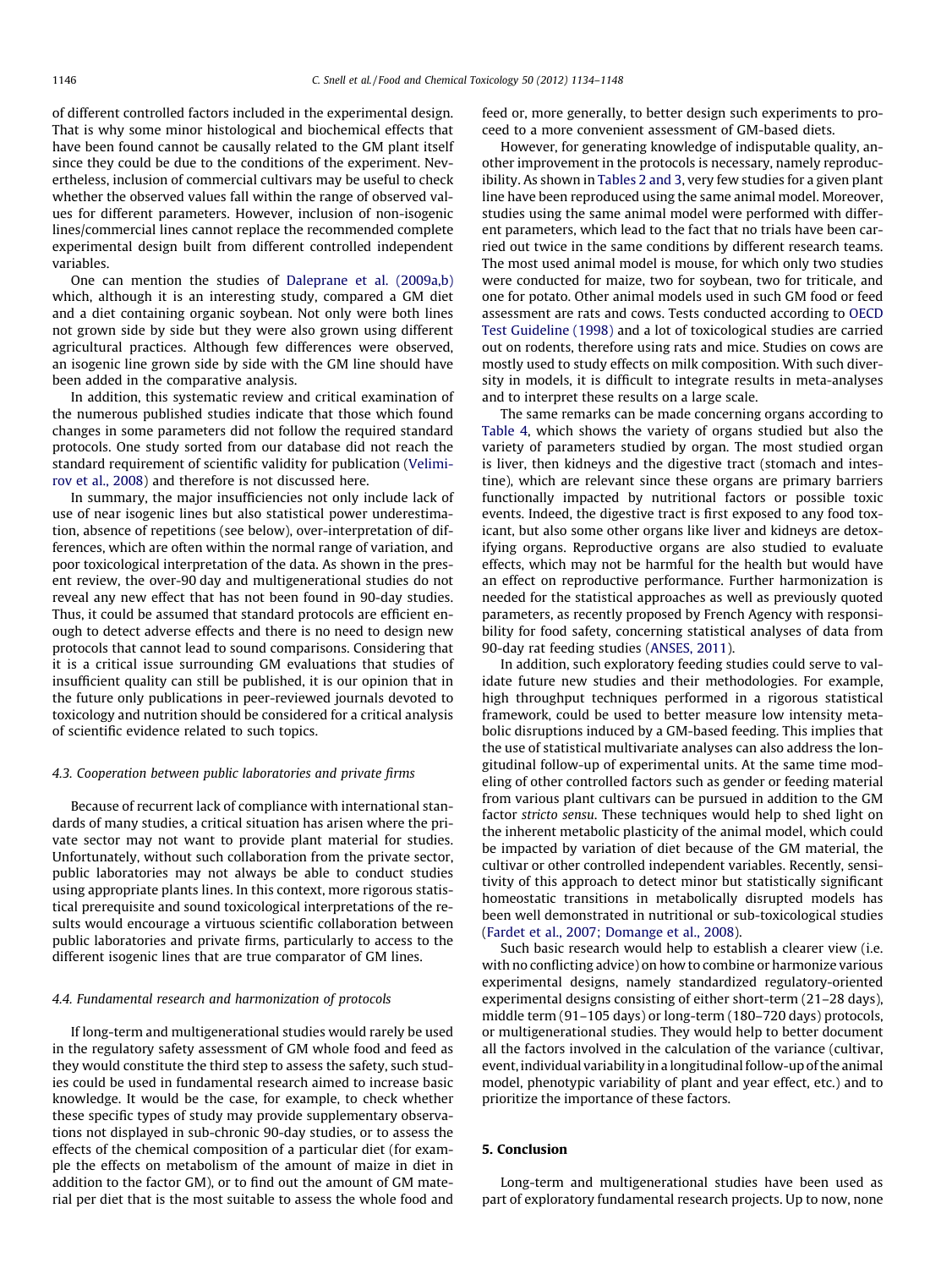of different controlled factors included in the experimental design. That is why some minor histological and biochemical effects that have been found cannot be causally related to the GM plant itself since they could be due to the conditions of the experiment. Nevertheless, inclusion of commercial cultivars may be useful to check whether the observed values fall within the range of observed values for different parameters. However, inclusion of non-isogenic lines/commercial lines cannot replace the recommended complete experimental design built from different controlled independent variables.

One can mention the studies of Daleprane et al. (2009a,b) which, although it is an interesting study, compared a GM diet and a diet containing organic soybean. Not only were both lines not grown side by side but they were also grown using different agricultural practices. Although few differences were observed, an isogenic line grown side by side with the GM line should have been added in the comparative analysis.

In addition, this systematic review and critical examination of the numerous published studies indicate that those which found changes in some parameters did not follow the required standard protocols. One study sorted from our database did not reach the standard requirement of scientific validity for publication (Velimirov et al., 2008) and therefore is not discussed here.

In summary, the major insufficiencies not only include lack of use of near isogenic lines but also statistical power underestimation, absence of repetitions (see below), over-interpretation of differences, which are often within the normal range of variation, and poor toxicological interpretation of the data. As shown in the present review, the over-90 day and multigenerational studies do not reveal any new effect that has not been found in 90-day studies. Thus, it could be assumed that standard protocols are efficient enough to detect adverse effects and there is no need to design new protocols that cannot lead to sound comparisons. Considering that it is a critical issue surrounding GM evaluations that studies of insufficient quality can still be published, it is our opinion that in the future only publications in peer-reviewed journals devoted to toxicology and nutrition should be considered for a critical analysis of scientific evidence related to such topics.

### 4.3. Cooperation between public laboratories and private firms

Because of recurrent lack of compliance with international standards of many studies, a critical situation has arisen where the private sector may not want to provide plant material for studies. Unfortunately, without such collaboration from the private sector, public laboratories may not always be able to conduct studies using appropriate plants lines. In this context, more rigorous statistical prerequisite and sound toxicological interpretations of the results would encourage a virtuous scientific collaboration between public laboratories and private firms, particularly to access to the different isogenic lines that are true comparator of GM lines.

### 4.4. Fundamental research and harmonization of protocols

If long-term and multigenerational studies would rarely be used in the regulatory safety assessment of GM whole food and feed as they would constitute the third step to assess the safety, such studies could be used in fundamental research aimed to increase basic knowledge. It would be the case, for example, to check whether these specific types of study may provide supplementary observations not displayed in sub-chronic 90-day studies, or to assess the effects of the chemical composition of a particular diet (for example the effects on metabolism of the amount of maize in diet in addition to the factor GM), or to find out the amount of GM material per diet that is the most suitable to assess the whole food and feed or, more generally, to better design such experiments to proceed to a more convenient assessment of GM-based diets.

However, for generating knowledge of indisputable quality, another improvement in the protocols is necessary, namely reproducibility. As shown in Tables 2 and 3, very few studies for a given plant line have been reproduced using the same animal model. Moreover, studies using the same animal model were performed with different parameters, which lead to the fact that no trials have been carried out twice in the same conditions by different research teams. The most used animal model is mouse, for which only two studies were conducted for maize, two for soybean, two for triticale, and one for potato. Other animal models used in such GM food or feed assessment are rats and cows. Tests conducted according to OECD Test Guideline (1998) and a lot of toxicological studies are carried out on rodents, therefore using rats and mice. Studies on cows are mostly used to study effects on milk composition. With such diversity in models, it is difficult to integrate results in meta-analyses and to interpret these results on a large scale.

The same remarks can be made concerning organs according to Table 4, which shows the variety of organs studied but also the variety of parameters studied by organ. The most studied organ is liver, then kidneys and the digestive tract (stomach and intestine), which are relevant since these organs are primary barriers functionally impacted by nutritional factors or possible toxic events. Indeed, the digestive tract is first exposed to any food toxicant, but also some other organs like liver and kidneys are detoxifying organs. Reproductive organs are also studied to evaluate effects, which may not be harmful for the health but would have an effect on reproductive performance. Further harmonization is needed for the statistical approaches as well as previously quoted parameters, as recently proposed by French Agency with responsibility for food safety, concerning statistical analyses of data from 90-day rat feeding studies (ANSES, 2011).

In addition, such exploratory feeding studies could serve to validate future new studies and their methodologies. For example, high throughput techniques performed in a rigorous statistical framework, could be used to better measure low intensity metabolic disruptions induced by a GM-based feeding. This implies that the use of statistical multivariate analyses can also address the longitudinal follow-up of experimental units. At the same time modeling of other controlled factors such as gender or feeding material from various plant cultivars can be pursued in addition to the GM factor *stricto sensu*. These techniques would help to shed light on the inherent metabolic plasticity of the animal model, which could be impacted by variation of diet because of the GM material, the cultivar or other controlled independent variables. Recently, sensitivity of this approach to detect minor but statistically significant homeostatic transitions in metabolically disrupted models has been well demonstrated in nutritional or sub-toxicological studies (Fardet et al., 2007; Domange et al., 2008).

Such basic research would help to establish a clearer view (i.e. with no conflicting advice) on how to combine or harmonize various experimental designs, namely standardized regulatory-oriented experimental designs consisting of either short-term (21–28 days), middle term (91–105 days) or long-term (180–720 days) protocols, or multigenerational studies. They would help to better document all the factors involved in the calculation of the variance (cultivar, event, individual variability in a longitudinal follow-up of the animal model, phenotypic variability of plant and year effect, etc.) and to prioritize the importance of these factors.

## 5. Conclusion

Long-term and multigenerational studies have been used as part of exploratory fundamental research projects. Up to now, none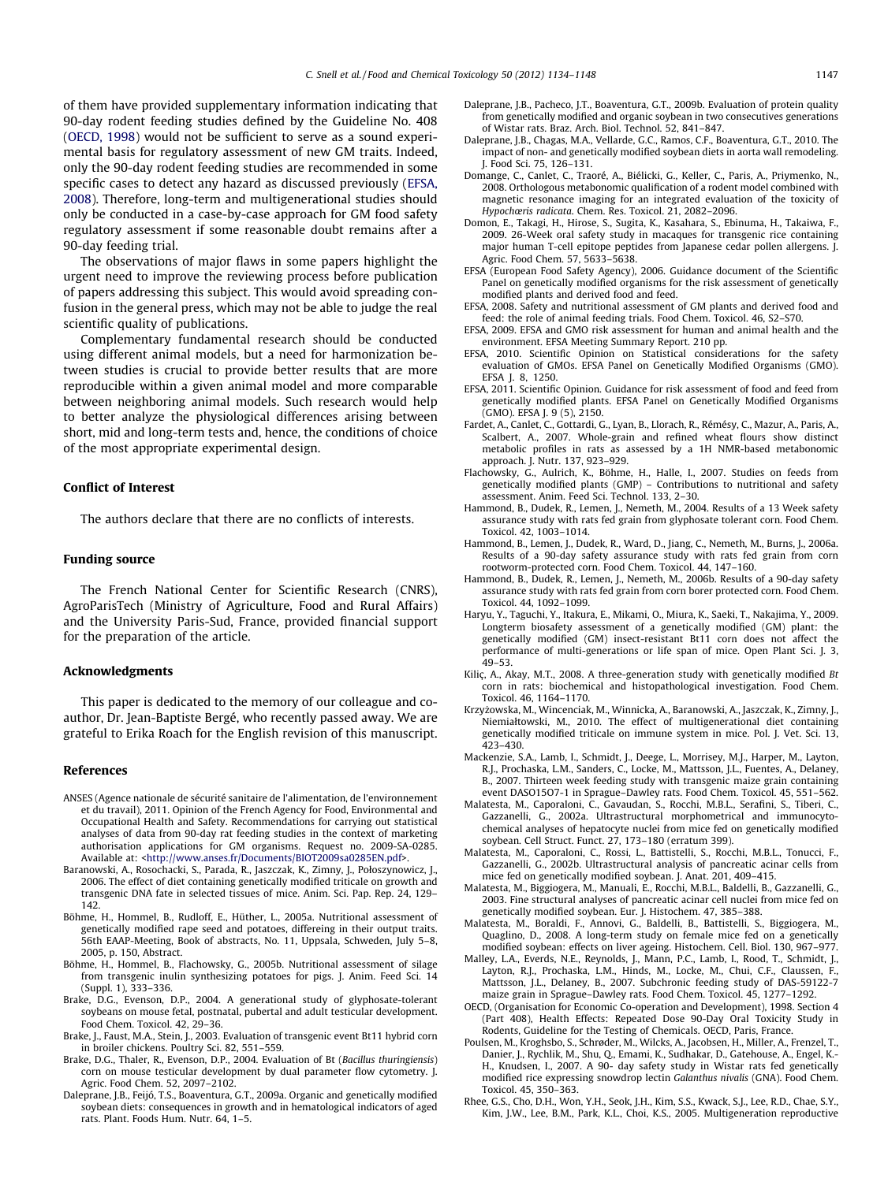of them have provided supplementary information indicating that 90-day rodent feeding studies defined by the Guideline No. 408 (OECD, 1998) would not be sufficient to serve as a sound experimental basis for regulatory assessment of new GM traits. Indeed, only the 90-day rodent feeding studies are recommended in some specific cases to detect any hazard as discussed previously (EFSA, 2008). Therefore, long-term and multigenerational studies should only be conducted in a case-by-case approach for GM food safety regulatory assessment if some reasonable doubt remains after a 90-day feeding trial.

The observations of major flaws in some papers highlight the urgent need to improve the reviewing process before publication of papers addressing this subject. This would avoid spreading confusion in the general press, which may not be able to judge the real scientific quality of publications.

Complementary fundamental research should be conducted using different animal models, but a need for harmonization between studies is crucial to provide better results that are more reproducible within a given animal model and more comparable between neighboring animal models. Such research would help to better analyze the physiological differences arising between short, mid and long-term tests and, hence, the conditions of choice of the most appropriate experimental design.

## Conflict of Interest

The authors declare that there are no conflicts of interests.

## Funding source

The French National Center for Scientific Research (CNRS), AgroParisTech (Ministry of Agriculture, Food and Rural Affairs) and the University Paris-Sud, France, provided financial support for the preparation of the article.

## Acknowledgments

This paper is dedicated to the memory of our colleague and co-author, Dr. Jean-Baptiste Bergé, who recently passed away. We are grateful to Erika Roach for the English revision of this manuscript.

## References

ANSES (Agence nationale de sécurité sanitaire de l'alimentation, de l'environnement et du travail), 2011. Opinion of the French Agency for Food, Environmental and Occupational Health and Safety. Recommendations for carrying out statistical analyses of data from 90-day rat feeding studies in the context of marketing authorisation applications for GM organisms. Request no. 2009-SA-0285. Available at: <http://www.anses.fr/Documents/BIOT2009sa0285EN.pdf>.

Baranowski, A., Rosochacki, S., Parada, R., Jaszczak, K., Zimny, J., Połoszynowicz, J., 2006. The effect of diet containing genetically modified triticale on growth and transgenic DNA fate in selected tissues of mice. Anim. Sci. Pap. Rep. 24, 129–142.

Böhme, H., Hommel, B., Rudloff, E., Hüther, L., 2005a. Nutritional assessment of genetically modified rape seed and potatoes, differeing in their output traits. 56th EAAP-Meeting, Book of abstracts, No. 11, Uppsala, Schweden, July 5–8, 2005, p. 150, Abstract.

Böhme, H., Hommel, B., Flachowsky, G., 2005b. Nutritional assessment of silage from transgenic inulin synthesizing potatoes for pigs. J. Anim. Feed Sci. 14 (Suppl. 1), 333–336.

Brake, D.G., Evenson, D.P., 2004. A generational study of glyphosate-tolerant soybeans on mouse fetal, postnatal, pubertal and adult testicular development. Food Chem. Toxicol. 42, 29–36.

Brake, J., Faust, M.A., Stein, J., 2003. Evaluation of transgenic event Bt11 hybrid corn in broiler chickens. Poultry Sci. 82, 551–559.

Brake, D.G., Thaler, R., Evenson, D.P., 2004. Evaluation of Bt (*Bacillus thuringiensis*) corn on mouse testicular development by dual parameter flow cytometry. J. Agric. Food Chem. 52, 2097–2102.

Daleprane, J.B., Feijó, T.S., Boaventura, G.T., 2009a. Organic and genetically modified soybean diets: consequences in growth and in hematological indicators of aged rats. Plant. Foods Hum. Nutr. 64, 1–5.

Daleprane, J.B., Pacheco, J.T., Boaventura, G.T., 2009b. Evaluation of protein quality from genetically modified and organic soybean in two consecutives generations of Wistar rats. Braz. Arch. Biol. Technol. 52, 841–847.

Daleprane, J.B., Chagas, M.A., Vellarde, G.C., Ramos, C.F., Boaventura, G.T., 2010. The impact of non- and genetically modified soybean diets in aorta wall remodeling. J. Food Sci. 75, 126–131.

Domange, C., Canlet, C., Traoré, A., Biélicki, G., Keller, C., Paris, A., Priymenko, N., 2008. Orthologous metabonomic qualification of a rodent model combined with magnetic resonance imaging for an integrated evaluation of the toxicity of *Hypochœris radicata*. Chem. Res. Toxicol. 21, 2082–2096.

Domon, E., Takagi, H., Hirose, S., Sugita, K., Kasahara, S., Ebinuma, H., Takaiwa, F., 2009. 26-Week oral safety study in macaques for transgenic rice containing major human T-cell epitope peptides from Japanese cedar pollen allergens. J. Agric. Food Chem. 57, 5633–5638.

EFSA (European Food Safety Agency), 2006. Guidance document of the Scientific Panel on genetically modified organisms for the risk assessment of genetically modified plants and derived food and feed.

EFSA, 2008. Safety and nutritional assessment of GM plants and derived food and feed: the role of animal feeding trials. Food Chem. Toxicol. 46, S2–S70.

EFSA, 2009. EFSA and GMO risk assessment for human and animal health and the environment. EFSA Meeting Summary Report. 210 pp.

EFSA, 2010. Scientific Opinion on Statistical considerations for the safety evaluation of GMOs. EFSA Panel on Genetically Modified Organisms (GMO). EFSA J. 8, 1250.

EFSA, 2011. Scientific Opinion. Guidance for risk assessment of food and feed from genetically modified plants. EFSA Panel on Genetically Modified Organisms (GMO). EFSA J. 9 (5), 2150.

Fardet, A., Canlet, C., Gottardi, G., Lyan, B., Llorach, R., Rémésy, C., Mazur, A., Paris, A., Scalbert, A., 2007. Whole-grain and refined wheat flours show distinct metabolic profiles in rats as assessed by a 1H NMR-based metabonomic approach. J. Nutr. 137, 923–929.

Flachowsky, G., Aulrich, K., Böhme, H., Halle, I., 2007. Studies on feeds from genetically modified plants (GMP) – Contributions to nutritional and safety assessment. Anim. Feed Sci. Technol. 133, 2–30.

Hammond, B., Dudek, R., Lemen, J., Nemeth, M., 2004. Results of a 13 Week safety assurance study with rats fed grain from glyphosate tolerant corn. Food Chem. Toxicol. 42, 1003–1014.

Hammond, B., Lemen, J., Dudek, R., Ward, D., Jiang, C., Nemeth, M., Burns, J., 2006a. Results of a 90-day safety assurance study with rats fed grain from corn rootworm-protected corn. Food Chem. Toxicol. 44, 147–160.

Hammond, B., Dudek, R., Lemen, J., Nemeth, M., 2006b. Results of a 90-day safety assurance study with rats fed grain from corn borer protected corn. Food Chem. Toxicol. 44, 1092–1099.

Haryu, Y., Taguchi, Y., Itakura, E., Mikami, O., Miura, K., Saeki, T., Nakajima, Y., 2009. Longterm biosafety assessment of a genetically modified (GM) plant: the genetically modified (GM) insect-resistant Bt11 corn does not affect the performance of multi-generations or life span of mice. Open Plant Sci. J. 3, 49–53.

Kiliç, A., Akay, M.T., 2008. A three-generation study with genetically modified *Bt* corn in rats: biochemical and histopathological investigation. Food Chem. Toxicol. 46, 1164–1170.

Krzyżowska, M., Wincenciak, M., Winnicka, A., Baranowski, A., Jaszczak, K., Zimny, J., Niemiałtowski, M., 2010. The effect of multigenerational diet containing genetically modified triticale on immune system in mice. Pol. J. Vet. Sci. 13, 423–430.

Mackenzie, S.A., Lamb, I., Schmidt, J., Deege, L., Morrisey, M.J., Harper, M., Layton, R.J., Prochaska, L.M., Sanders, C., Locke, M., Mattsson, J.L., Fuentes, A., Delaney, B., 2007. Thirteen week feeding study with transgenic maize grain containing event DASO15O7-1 in Sprague–Dawley rats. Food Chem. Toxicol. 45, 551–562.

Malatesta, M., Caporaloni, C., Gavaudan, S., Rocchi, M.B.L., Serafini, S., Tiberi, C., Gazzanelli, G., 2002a. Ultrastructural morphometrical and immunocytochemical analyses of hepatocyte nuclei from mice fed on genetically modified soybean. Cell Struct. Funct. 27, 173–180 (erratum 399).

Malatesta, M., Caporaloni, C., Rossi, L., Battistelli, S., Rocchi, M.B.L., Tonucci, F., Gazzanelli, G., 2002b. Ultrastructural analysis of pancreatic acinar cells from mice fed on genetically modified soybean. J. Anat. 201, 409–415.

Malatesta, M., Biggiogera, M., Manuali, E., Rocchi, M.B.L., Baldelli, B., Gazzanelli, G., 2003. Fine structural analyses of pancreatic acinar cell nuclei from mice fed on genetically modified soybean. Eur. J. Histochem. 47, 385–388.

Malatesta, M., Boraldi, F., Annovi, G., Baldelli, B., Battistelli, S., Biggiogera, M., Quaglino, D., 2008. A long-term study on female mice fed on a genetically modified soybean: effects on liver ageing. Histochem. Cell. Biol. 130, 967–977.

Malley, L.A., Everds, N.E., Reynolds, J., Mann, P.C., Lamb, I., Rood, T., Schmidt, J., Layton, R.J., Prochaska, L.M., Hinds, M., Locke, M., Chui, C.F., Claussen, F., Mattsson, J.L., Delaney, B., 2007. Subchronic feeding study of DAS-59122-7 maize grain in Sprague–Dawley rats. Food Chem. Toxicol. 45, 1277–1292.

OECD, (Organisation for Economic Co-operation and Development), 1998. Section 4 (Part 408), Health Effects: Repeated Dose 90-Day Oral Toxicity Study in Rodents, Guideline for the Testing of Chemicals. OECD, Paris, France.

Poulsen, M., Kroghsbo, S., Schrøder, M., Wilcks, A., Jacobsen, H., Miller, A., Frenzel, T., Danier, J., Rychlik, M., Shu, Q., Emami, K., Sudhakar, D., Gatehouse, A., Engel, K.-H., Knudsen, I., 2007. A 90- day safety study in Wistar rats fed genetically modified rice expressing snowdrop lectin *Galanthus nivalis* (GNA). Food Chem. Toxicol. 45, 350–363.

Rhee, G.S., Cho, D.H., Won, Y.H., Seok, J.H., Kim, S.S., Kwack, S.J., Lee, R.D., Chae, S.Y., Kim, J.W., Lee, B.M., Park, K.L., Choi, K.S., 2005. Multigeneration reproductive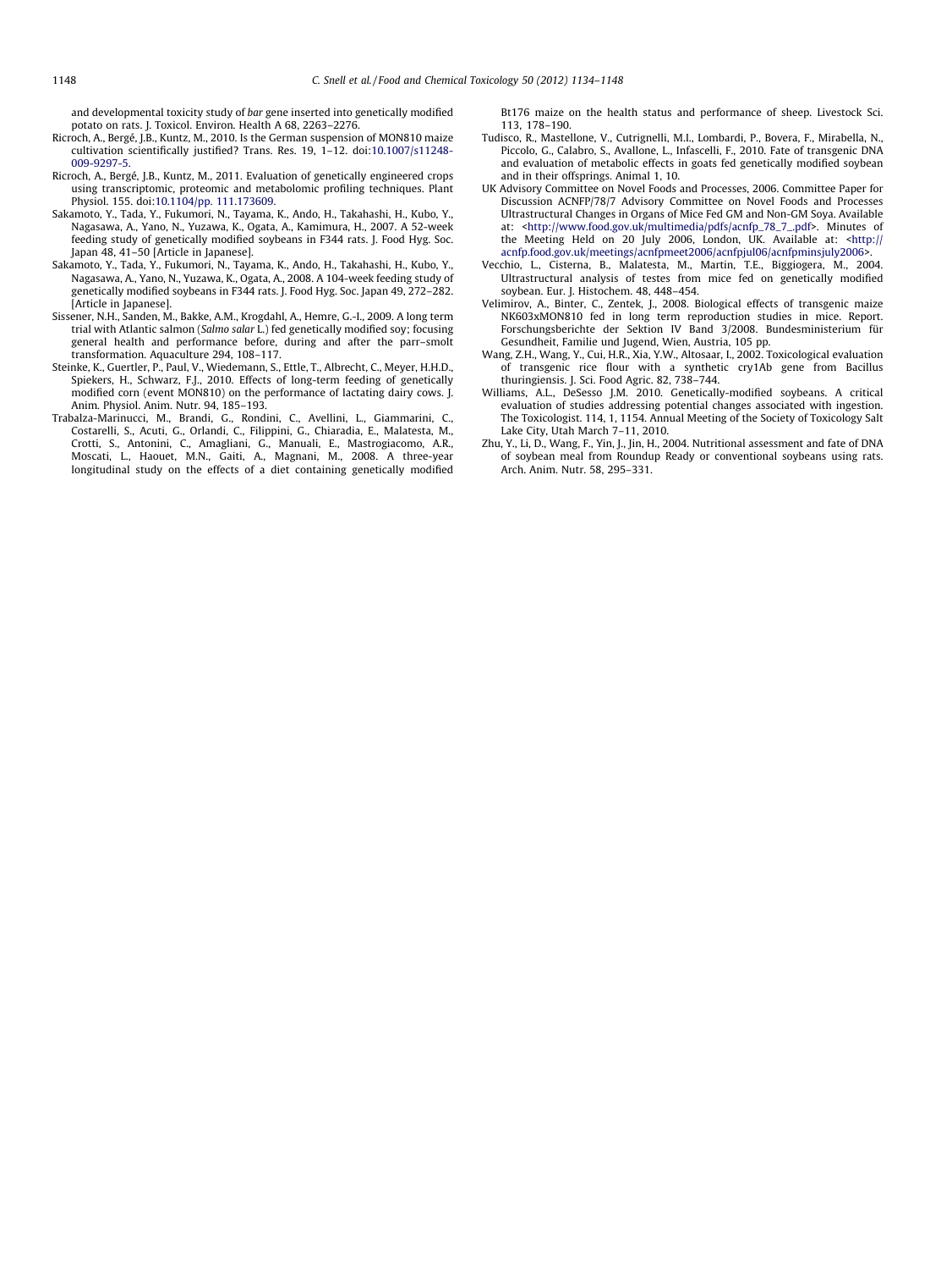and developmental toxicity study of *bar* gene inserted into genetically modified potato on rats. J. Toxicol. Environ. Health A 68, 2263–2276.

Ricroch, A., Bergé, J.B., Kuntz, M., 2010. Is the German suspension of MON810 maize cultivation scientifically justified? Trans. Res. 19, 1–12. doi:10.1007/s11248-009-9297-5.

Ricroch, A., Bergé, J.B., Kuntz, M., 2011. Evaluation of genetically engineered crops using transcriptomic, proteomic and metabolomic profiling techniques. Plant Physiol. 155. doi:10.1104/pp. 111.173609.

Sakamoto, Y., Tada, Y., Fukumori, N., Tayama, K., Ando, H., Takahashi, H., Kubo, Y., Nagasawa, A., Yano, N., Yuzawa, K., Ogata, A., Kamimura, H., 2007. A 52-week feeding study of genetically modified soybeans in F344 rats. J. Food Hyg. Soc. Japan 48, 41–50 [Article in Japanese].

Sakamoto, Y., Tada, Y., Fukumori, N., Tayama, K., Ando, H., Takahashi, H., Kubo, Y., Nagasawa, A., Yano, N., Yuzawa, K., Ogata, A., 2008. A 104-week feeding study of genetically modified soybeans in F344 rats. J. Food Hyg. Soc. Japan 49, 272–282. [Article in Japanese].

Sissener, N.H., Sanden, M., Bakke, A.M., Krogdahl, A., Hemre, G.-I., 2009. A long term trial with Atlantic salmon (*Salmo salar* L.) fed genetically modified soy; focusing general health and performance before, during and after the parr–smolt transformation. Aquaculture 294, 108–117.

Steinke, K., Guertler, P., Paul, V., Wiedemann, S., Ettle, T., Albrecht, C., Meyer, H.H.D., Spiekers, H., Schwarz, F.J., 2010. Effects of long-term feeding of genetically modified corn (event MON810) on the performance of lactating dairy cows. J. Anim. Physiol. Anim. Nutr. 94, 185–193.

Trabalza-Marinucci, M., Brandi, G., Rondini, C., Avellini, L., Giammarini, C., Costarelli, S., Acuti, G., Orlandi, C., Filippini, G., Chiaradia, E., Malatesta, M., Crotti, S., Antonini, C., Amagliani, G., Manuali, E., Mastrogiacomo, A.R., Moscati, L., Haouet, M.N., Gaiti, A., Magnani, M., 2008. A three-year longitudinal study on the effects of a diet containing genetically modified Bt176 maize on the health status and performance of sheep. Livestock Sci. 113, 178–190.

Tudisco, R., Mastellone, V., Cutrignelli, M.I., Lombardi, P., Bovera, F., Mirabella, N., Piccolo, G., Calabro, S., Avallone, L., Infascelli, F., 2010. Fate of transgenic DNA and evaluation of metabolic effects in goats fed genetically modified soybean and in their offsprings. Animal 1, 10.

UK Advisory Committee on Novel Foods and Processes, 2006. Committee Paper for Discussion ACNFP/78/7 Advisory Committee on Novel Foods and Processes Ultrastructural Changes in Organs of Mice Fed GM and Non-GM Soya. Available at: <http://www.food.gov.uk/multimedia/pdfs/acnfp_78_7_.pdf>. Minutes of the Meeting Held on 20 July 2006, London, UK. Available at: <http://acnfp.food.gov.uk/meetings/acnfpmeet2006/acnfpjul06/acnfpminsjuly2006>.

Vecchio, L., Cisterna, B., Malatesta, M., Martin, T.E., Biggiogera, M., 2004. Ultrastructural analysis of testes from mice fed on genetically modified soybean. Eur. J. Histochem. 48, 448–454.

Velimirov, A., Binter, C., Zentek, J., 2008. Biological effects of transgenic maize NK603xMON810 fed in long term reproduction studies in mice. Report. Forschungsberichte der Sektion IV Band 3/2008. Bundesministerium für Gesundheit, Familie und Jugend, Wien, Austria, 105 pp.

Wang, Z.H., Wang, Y., Cui, H.R., Xia, Y.W., Altosaar, I., 2002. Toxicological evaluation of transgenic rice flour with a synthetic cry1Ab gene from Bacillus thuringiensis. J. Sci. Food Agric. 82, 738–744.

Williams, A.L., DeSesso J.M. 2010. Genetically-modified soybeans. A critical evaluation of studies addressing potential changes associated with ingestion. The Toxicologist. 114, 1, 1154. Annual Meeting of the Society of Toxicology Salt Lake City, Utah March 7–11, 2010.

Zhu, Y., Li, D., Wang, F., Yin, J., Jin, H., 2004. Nutritional assessment and fate of DNA of soybean meal from Roundup Ready or conventional soybeans using rats. Arch. Anim. Nutr. 58, 295–331.